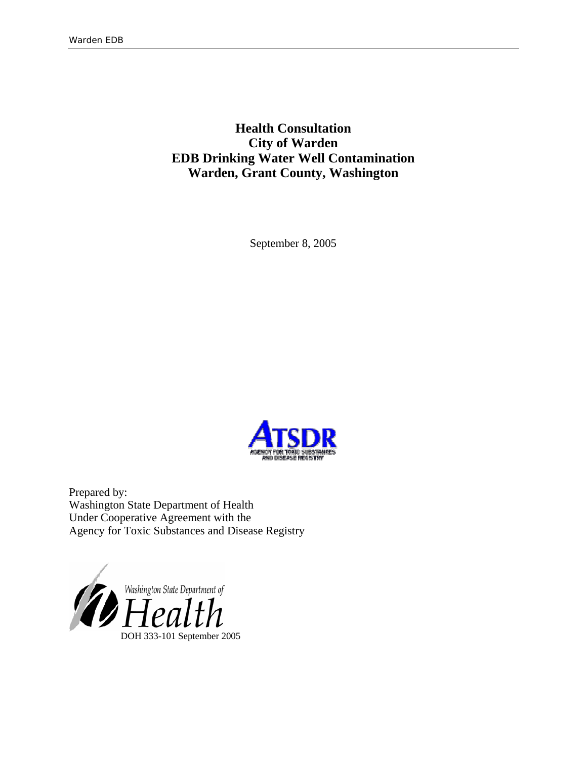# Health Consultation
# City of Warden
# EDB Drinking Water Well Contamination
# Warden, Grant County, Washington

September 8, 2005

Prepared by:
Washington State Department of Health
Under Cooperative Agreement with the
Agency for Toxic Substances and Disease Registry

DOH 333-101 September 2005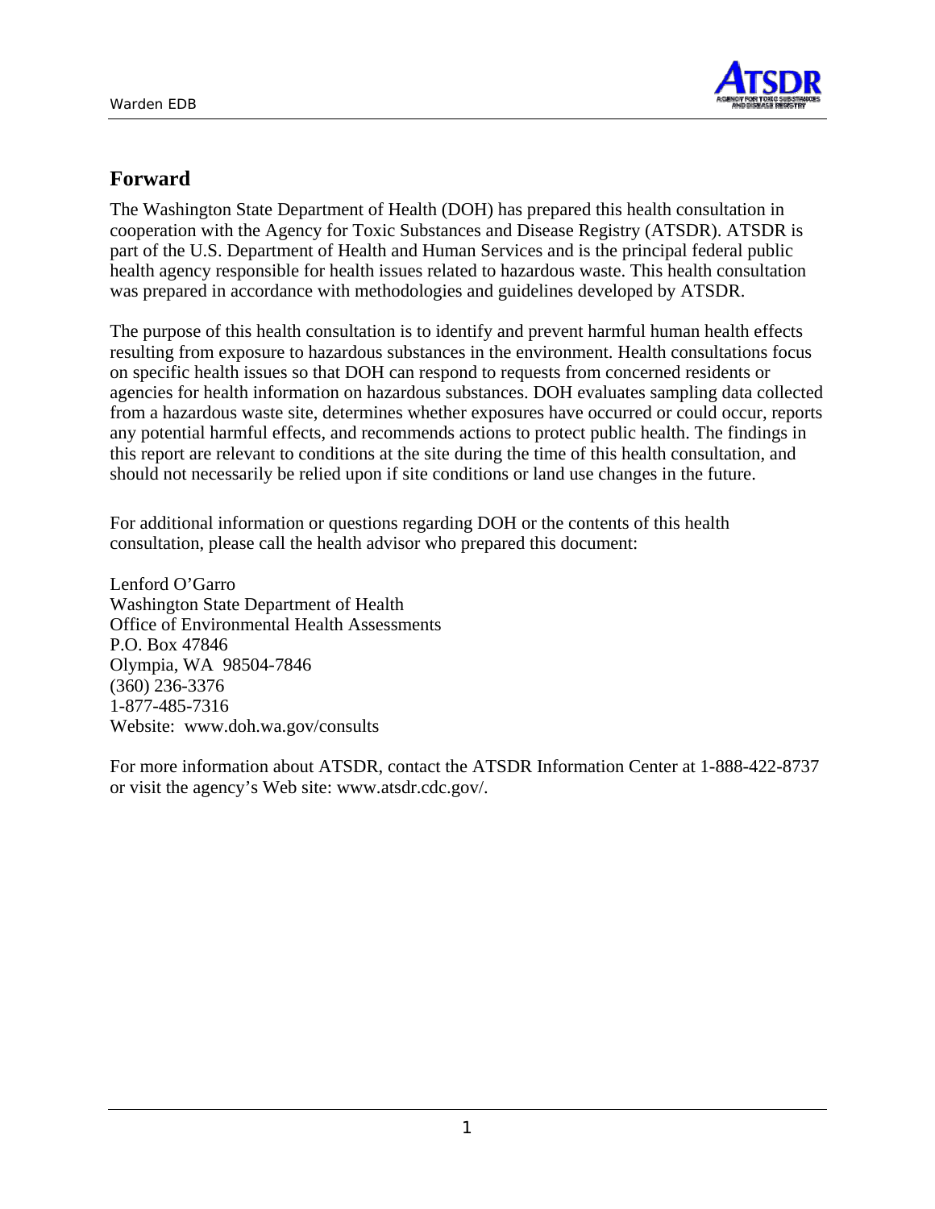## Forward

The Washington State Department of Health (DOH) has prepared this health consultation in cooperation with the Agency for Toxic Substances and Disease Registry (ATSDR). ATSDR is part of the U.S. Department of Health and Human Services and is the principal federal public health agency responsible for health issues related to hazardous waste. This health consultation was prepared in accordance with methodologies and guidelines developed by ATSDR.

The purpose of this health consultation is to identify and prevent harmful human health effects resulting from exposure to hazardous substances in the environment. Health consultations focus on specific health issues so that DOH can respond to requests from concerned residents or agencies for health information on hazardous substances. DOH evaluates sampling data collected from a hazardous waste site, determines whether exposures have occurred or could occur, reports any potential harmful effects, and recommends actions to protect public health. The findings in this report are relevant to conditions at the site during the time of this health consultation, and should not necessarily be relied upon if site conditions or land use changes in the future.

For additional information or questions regarding DOH or the contents of this health consultation, please call the health advisor who prepared this document:

Lenford O'Garro
Washington State Department of Health
Office of Environmental Health Assessments
P.O. Box 47846
Olympia, WA 98504-7846
(360) 236-3376
1-877-485-7316
Website: www.doh.wa.gov/consults

For more information about ATSDR, contact the ATSDR Information Center at 1-888-422-8737 or visit the agency's Web site: www.atsdr.cdc.gov/.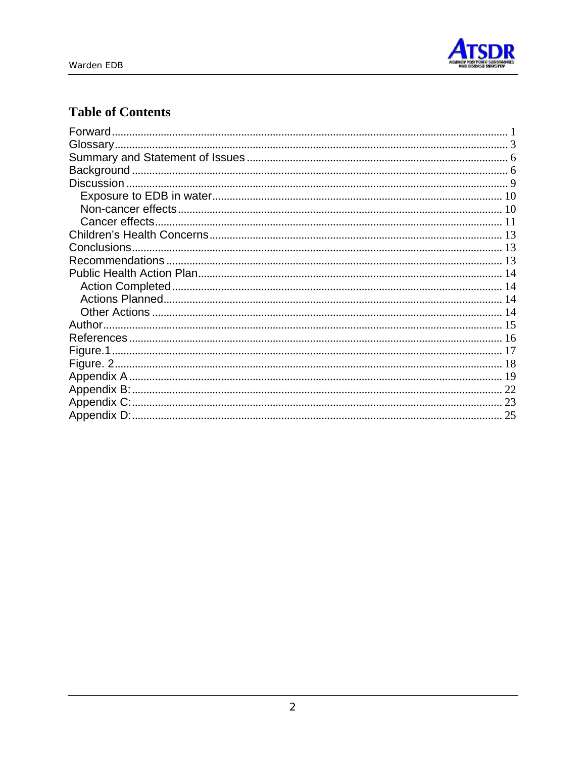## Table of Contents

Forward ........................................................................................................................ 1
Glossary ....................................................................................................................... 3
Summary and Statement of Issues ................................................................................ 6
Background ................................................................................................................... 6
Discussion ..................................................................................................................... 9
    Exposure to EDB in water ........................................................................................ 10
    Non-cancer effects ................................................................................................... 10
    Cancer effects .......................................................................................................... 11
Children's Health Concerns .......................................................................................... 13
Conclusions .................................................................................................................. 13
Recommendations ........................................................................................................ 13
Public Health Action Plan ............................................................................................. 14
    Action Completed .................................................................................................... 14
    Actions Planned ....................................................................................................... 14
    Other Actions ........................................................................................................... 14
Author ........................................................................................................................... 15
References .................................................................................................................... 16
Figure.1 ........................................................................................................................ 17
Figure. 2 ....................................................................................................................... 18
Appendix A .................................................................................................................. 19
Appendix B: ................................................................................................................. 22
Appendix C: ................................................................................................................. 23
Appendix D: ................................................................................................................. 25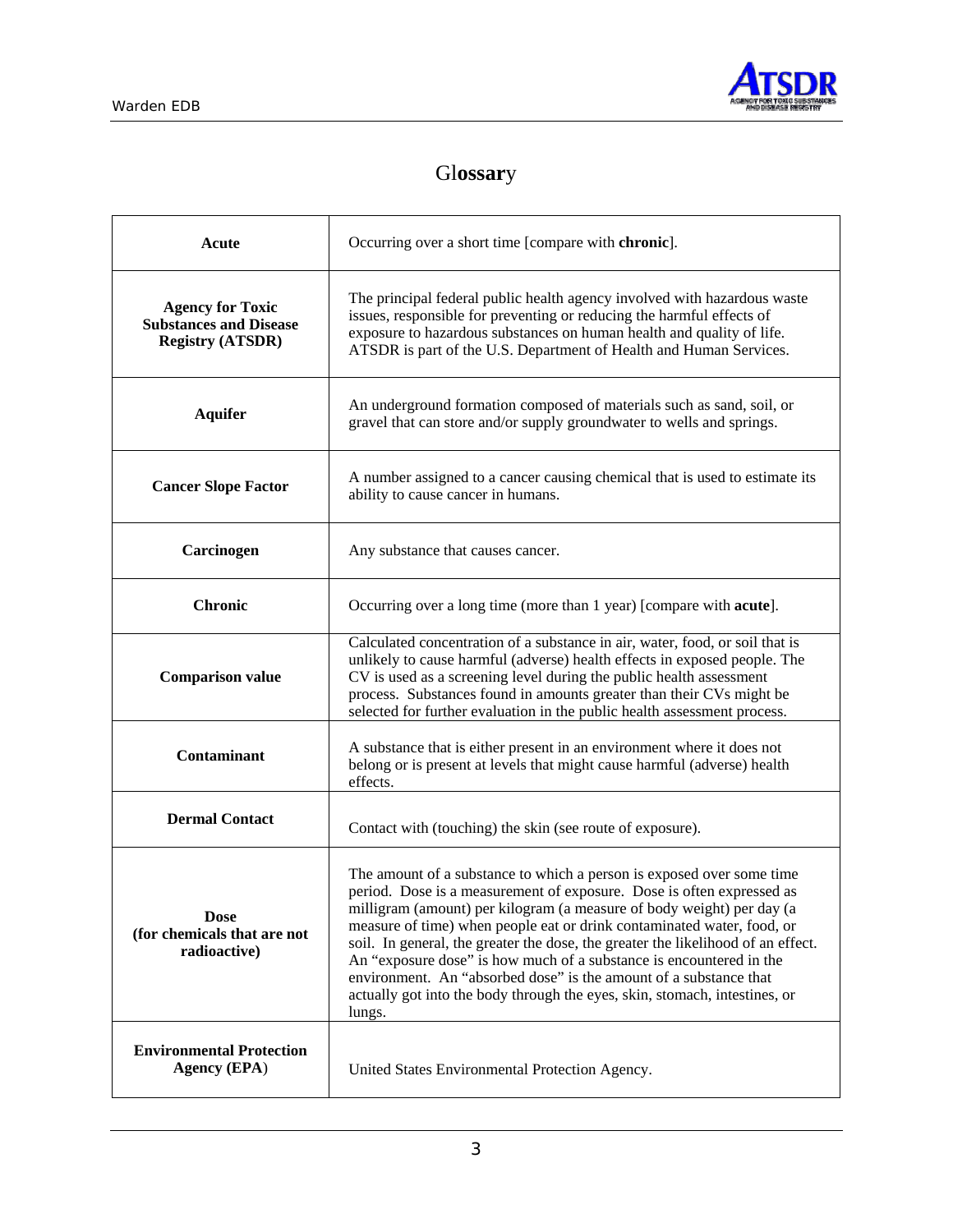# Glossary

| | |
|---|---|
| **Acute** | Occurring over a short time [compare with **chronic**]. |
| **Agency for Toxic Substances and Disease Registry (ATSDR)** | The principal federal public health agency involved with hazardous waste issues, responsible for preventing or reducing the harmful effects of exposure to hazardous substances on human health and quality of life. ATSDR is part of the U.S. Department of Health and Human Services. |
| **Aquifer** | An underground formation composed of materials such as sand, soil, or gravel that can store and/or supply groundwater to wells and springs. |
| **Cancer Slope Factor** | A number assigned to a cancer causing chemical that is used to estimate its ability to cause cancer in humans. |
| **Carcinogen** | Any substance that causes cancer. |
| **Chronic** | Occurring over a long time (more than 1 year) [compare with **acute**]. |
| **Comparison value** | Calculated concentration of a substance in air, water, food, or soil that is unlikely to cause harmful (adverse) health effects in exposed people. The CV is used as a screening level during the public health assessment process. Substances found in amounts greater than their CVs might be selected for further evaluation in the public health assessment process. |
| **Contaminant** | A substance that is either present in an environment where it does not belong or is present at levels that might cause harmful (adverse) health effects. |
| **Dermal Contact** | Contact with (touching) the skin (see route of exposure). |
| **Dose (for chemicals that are not radioactive)** | The amount of a substance to which a person is exposed over some time period. Dose is a measurement of exposure. Dose is often expressed as milligram (amount) per kilogram (a measure of body weight) per day (a measure of time) when people eat or drink contaminated water, food, or soil. In general, the greater the dose, the greater the likelihood of an effect. An "exposure dose" is how much of a substance is encountered in the environment. An "absorbed dose" is the amount of a substance that actually got into the body through the eyes, skin, stomach, intestines, or lungs. |
| **Environmental Protection Agency (EPA)** | United States Environmental Protection Agency. |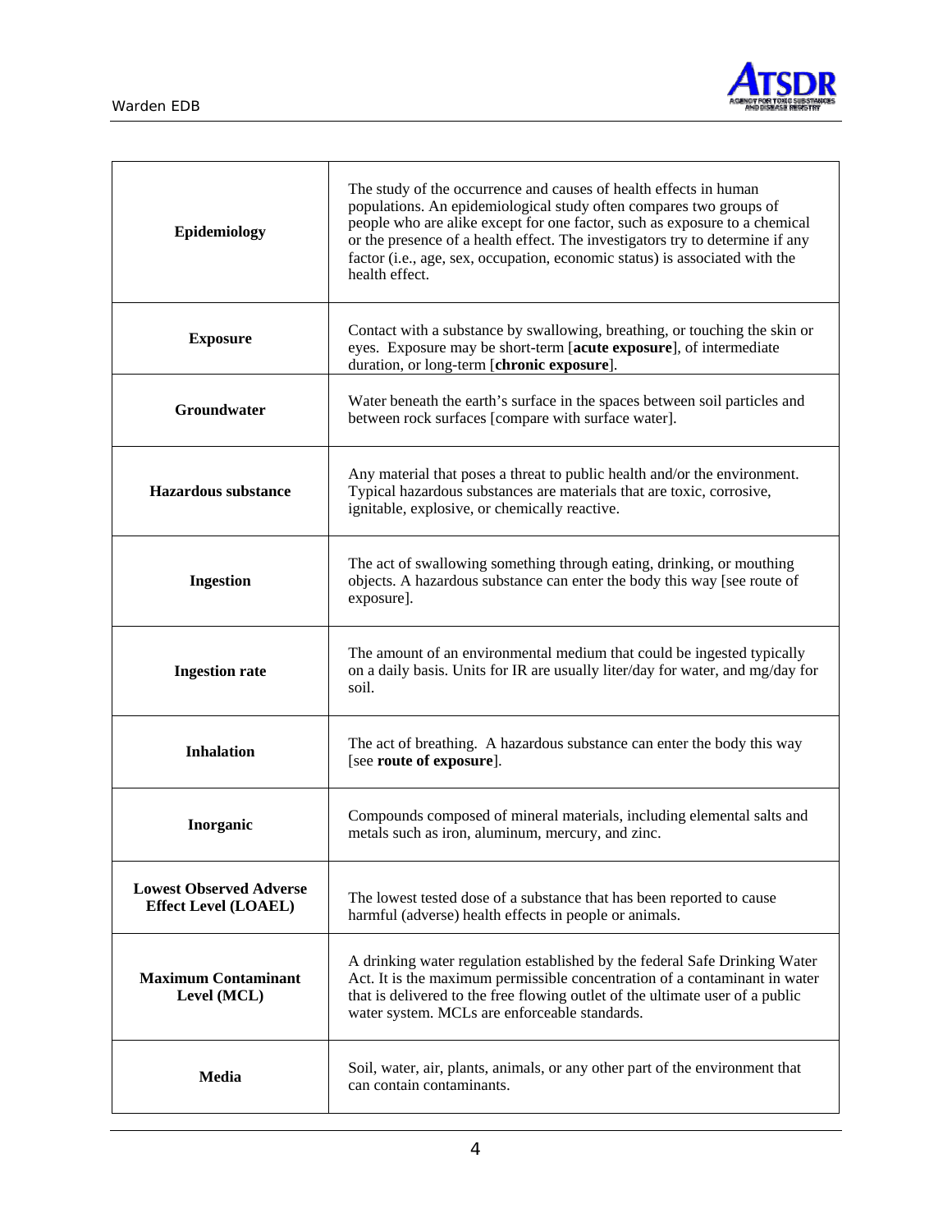| | |
|---|---|
| **Epidemiology** | The study of the occurrence and causes of health effects in human populations. An epidemiological study often compares two groups of people who are alike except for one factor, such as exposure to a chemical or the presence of a health effect. The investigators try to determine if any factor (i.e., age, sex, occupation, economic status) is associated with the health effect. |
| **Exposure** | Contact with a substance by swallowing, breathing, or touching the skin or eyes. Exposure may be short-term [**acute exposure**], of intermediate duration, or long-term [**chronic exposure**]. |
| **Groundwater** | Water beneath the earth's surface in the spaces between soil particles and between rock surfaces [compare with surface water]. |
| **Hazardous substance** | Any material that poses a threat to public health and/or the environment. Typical hazardous substances are materials that are toxic, corrosive, ignitable, explosive, or chemically reactive. |
| **Ingestion** | The act of swallowing something through eating, drinking, or mouthing objects. A hazardous substance can enter the body this way [see route of exposure]. |
| **Ingestion rate** | The amount of an environmental medium that could be ingested typically on a daily basis. Units for IR are usually liter/day for water, and mg/day for soil. |
| **Inhalation** | The act of breathing. A hazardous substance can enter the body this way [see **route of exposure**]. |
| **Inorganic** | Compounds composed of mineral materials, including elemental salts and metals such as iron, aluminum, mercury, and zinc. |
| **Lowest Observed Adverse Effect Level (LOAEL)** | The lowest tested dose of a substance that has been reported to cause harmful (adverse) health effects in people or animals. |
| **Maximum Contaminant Level (MCL)** | A drinking water regulation established by the federal Safe Drinking Water Act. It is the maximum permissible concentration of a contaminant in water that is delivered to the free flowing outlet of the ultimate user of a public water system. MCLs are enforceable standards. |
| **Media** | Soil, water, air, plants, animals, or any other part of the environment that can contain contaminants. |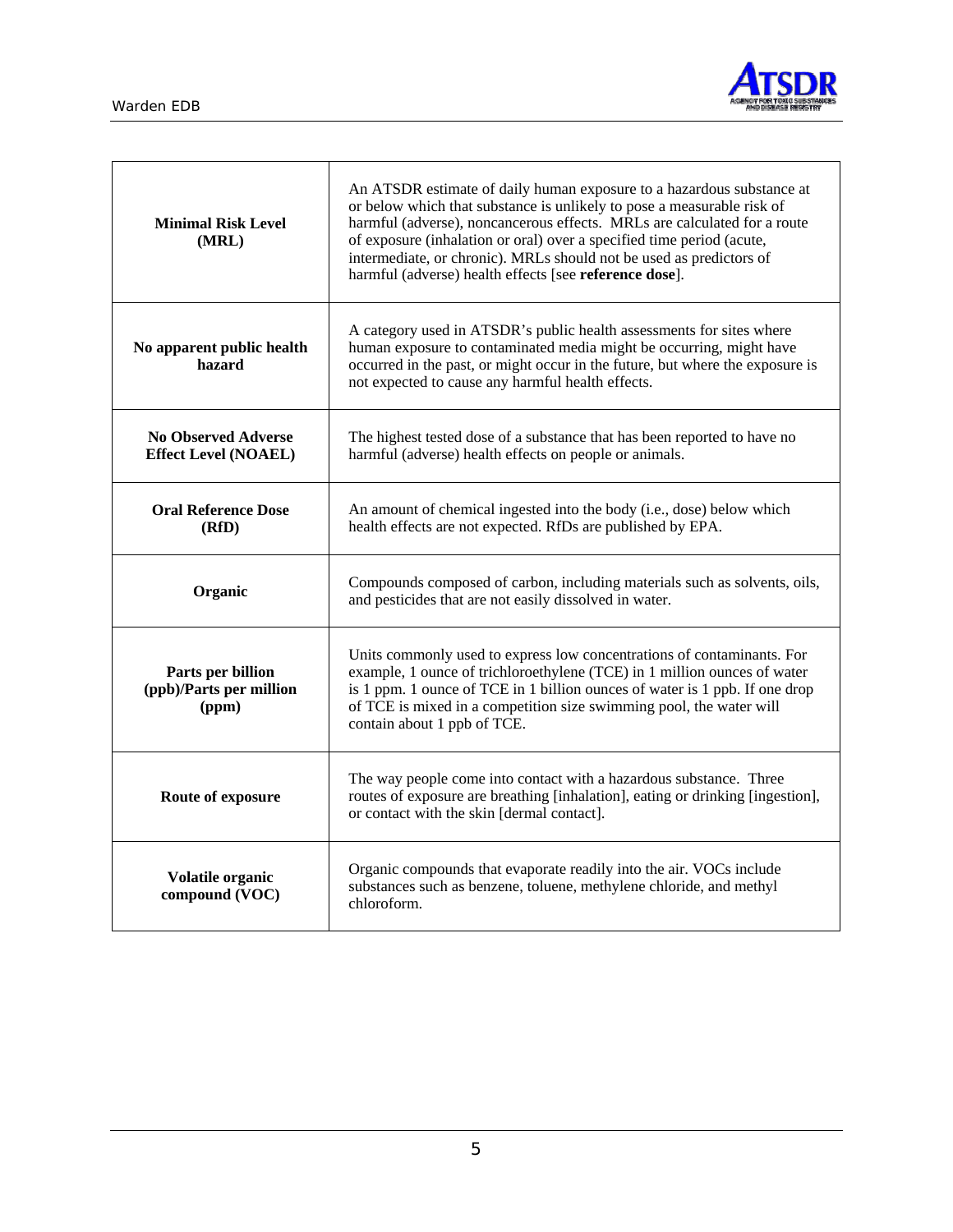| | |
|---|---|
| **Minimal Risk Level (MRL)** | An ATSDR estimate of daily human exposure to a hazardous substance at or below which that substance is unlikely to pose a measurable risk of harmful (adverse), noncancerous effects. MRLs are calculated for a route of exposure (inhalation or oral) over a specified time period (acute, intermediate, or chronic). MRLs should not be used as predictors of harmful (adverse) health effects [see **reference dose**]. |
| **No apparent public health hazard** | A category used in ATSDR's public health assessments for sites where human exposure to contaminated media might be occurring, might have occurred in the past, or might occur in the future, but where the exposure is not expected to cause any harmful health effects. |
| **No Observed Adverse Effect Level (NOAEL)** | The highest tested dose of a substance that has been reported to have no harmful (adverse) health effects on people or animals. |
| **Oral Reference Dose (RfD)** | An amount of chemical ingested into the body (i.e., dose) below which health effects are not expected. RfDs are published by EPA. |
| **Organic** | Compounds composed of carbon, including materials such as solvents, oils, and pesticides that are not easily dissolved in water. |
| **Parts per billion (ppb)/Parts per million (ppm)** | Units commonly used to express low concentrations of contaminants. For example, 1 ounce of trichloroethylene (TCE) in 1 million ounces of water is 1 ppm. 1 ounce of TCE in 1 billion ounces of water is 1 ppb. If one drop of TCE is mixed in a competition size swimming pool, the water will contain about 1 ppb of TCE. |
| **Route of exposure** | The way people come into contact with a hazardous substance. Three routes of exposure are breathing [inhalation], eating or drinking [ingestion], or contact with the skin [dermal contact]. |
| **Volatile organic compound (VOC)** | Organic compounds that evaporate readily into the air. VOCs include substances such as benzene, toluene, methylene chloride, and methyl chloroform. |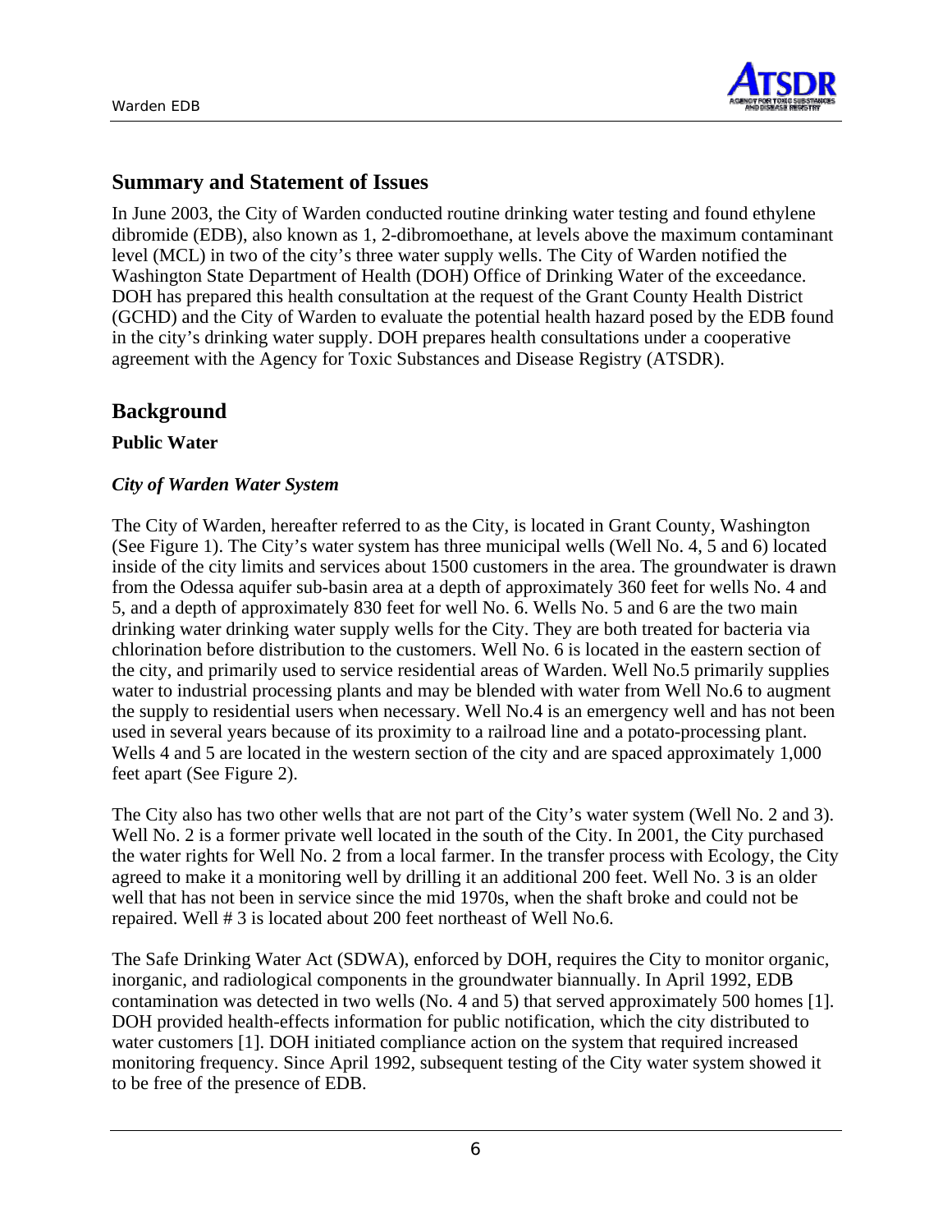## Summary and Statement of Issues

In June 2003, the City of Warden conducted routine drinking water testing and found ethylene dibromide (EDB), also known as 1, 2-dibromoethane, at levels above the maximum contaminant level (MCL) in two of the city's three water supply wells. The City of Warden notified the Washington State Department of Health (DOH) Office of Drinking Water of the exceedance. DOH has prepared this health consultation at the request of the Grant County Health District (GCHD) and the City of Warden to evaluate the potential health hazard posed by the EDB found in the city's drinking water supply. DOH prepares health consultations under a cooperative agreement with the Agency for Toxic Substances and Disease Registry (ATSDR).

## Background

### Public Water

#### *City of Warden Water System*

The City of Warden, hereafter referred to as the City, is located in Grant County, Washington (See Figure 1). The City's water system has three municipal wells (Well No. 4, 5 and 6) located inside of the city limits and services about 1500 customers in the area. The groundwater is drawn from the Odessa aquifer sub-basin area at a depth of approximately 360 feet for wells No. 4 and 5, and a depth of approximately 830 feet for well No. 6. Wells No. 5 and 6 are the two main drinking water drinking water supply wells for the City. They are both treated for bacteria via chlorination before distribution to the customers. Well No. 6 is located in the eastern section of the city, and primarily used to service residential areas of Warden. Well No.5 primarily supplies water to industrial processing plants and may be blended with water from Well No.6 to augment the supply to residential users when necessary. Well No.4 is an emergency well and has not been used in several years because of its proximity to a railroad line and a potato-processing plant. Wells 4 and 5 are located in the western section of the city and are spaced approximately 1,000 feet apart (See Figure 2).

The City also has two other wells that are not part of the City's water system (Well No. 2 and 3). Well No. 2 is a former private well located in the south of the City. In 2001, the City purchased the water rights for Well No. 2 from a local farmer. In the transfer process with Ecology, the City agreed to make it a monitoring well by drilling it an additional 200 feet. Well No. 3 is an older well that has not been in service since the mid 1970s, when the shaft broke and could not be repaired. Well # 3 is located about 200 feet northeast of Well No.6.

The Safe Drinking Water Act (SDWA), enforced by DOH, requires the City to monitor organic, inorganic, and radiological components in the groundwater biannually. In April 1992, EDB contamination was detected in two wells (No. 4 and 5) that served approximately 500 homes [1]. DOH provided health-effects information for public notification, which the city distributed to water customers [1]. DOH initiated compliance action on the system that required increased monitoring frequency. Since April 1992, subsequent testing of the City water system showed it to be free of the presence of EDB.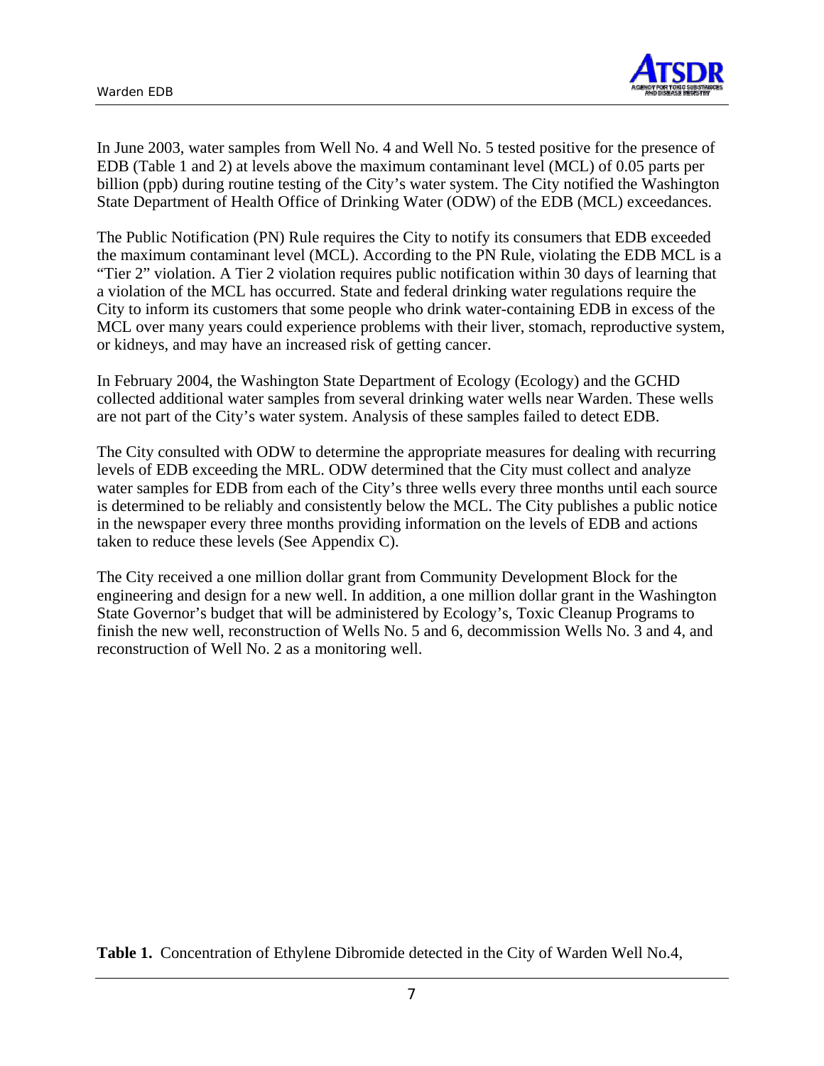In June 2003, water samples from Well No. 4 and Well No. 5 tested positive for the presence of EDB (Table 1 and 2) at levels above the maximum contaminant level (MCL) of 0.05 parts per billion (ppb) during routine testing of the City's water system. The City notified the Washington State Department of Health Office of Drinking Water (ODW) of the EDB (MCL) exceedances.

The Public Notification (PN) Rule requires the City to notify its consumers that EDB exceeded the maximum contaminant level (MCL). According to the PN Rule, violating the EDB MCL is a "Tier 2" violation. A Tier 2 violation requires public notification within 30 days of learning that a violation of the MCL has occurred. State and federal drinking water regulations require the City to inform its customers that some people who drink water-containing EDB in excess of the MCL over many years could experience problems with their liver, stomach, reproductive system, or kidneys, and may have an increased risk of getting cancer.

In February 2004, the Washington State Department of Ecology (Ecology) and the GCHD collected additional water samples from several drinking water wells near Warden. These wells are not part of the City's water system. Analysis of these samples failed to detect EDB.

The City consulted with ODW to determine the appropriate measures for dealing with recurring levels of EDB exceeding the MRL. ODW determined that the City must collect and analyze water samples for EDB from each of the City's three wells every three months until each source is determined to be reliably and consistently below the MCL. The City publishes a public notice in the newspaper every three months providing information on the levels of EDB and actions taken to reduce these levels (See Appendix C).

The City received a one million dollar grant from Community Development Block for the engineering and design for a new well. In addition, a one million dollar grant in the Washington State Governor's budget that will be administered by Ecology's, Toxic Cleanup Programs to finish the new well, reconstruction of Wells No. 5 and 6, decommission Wells No. 3 and 4, and reconstruction of Well No. 2 as a monitoring well.

**Table 1.** Concentration of Ethylene Dibromide detected in the City of Warden Well No.4,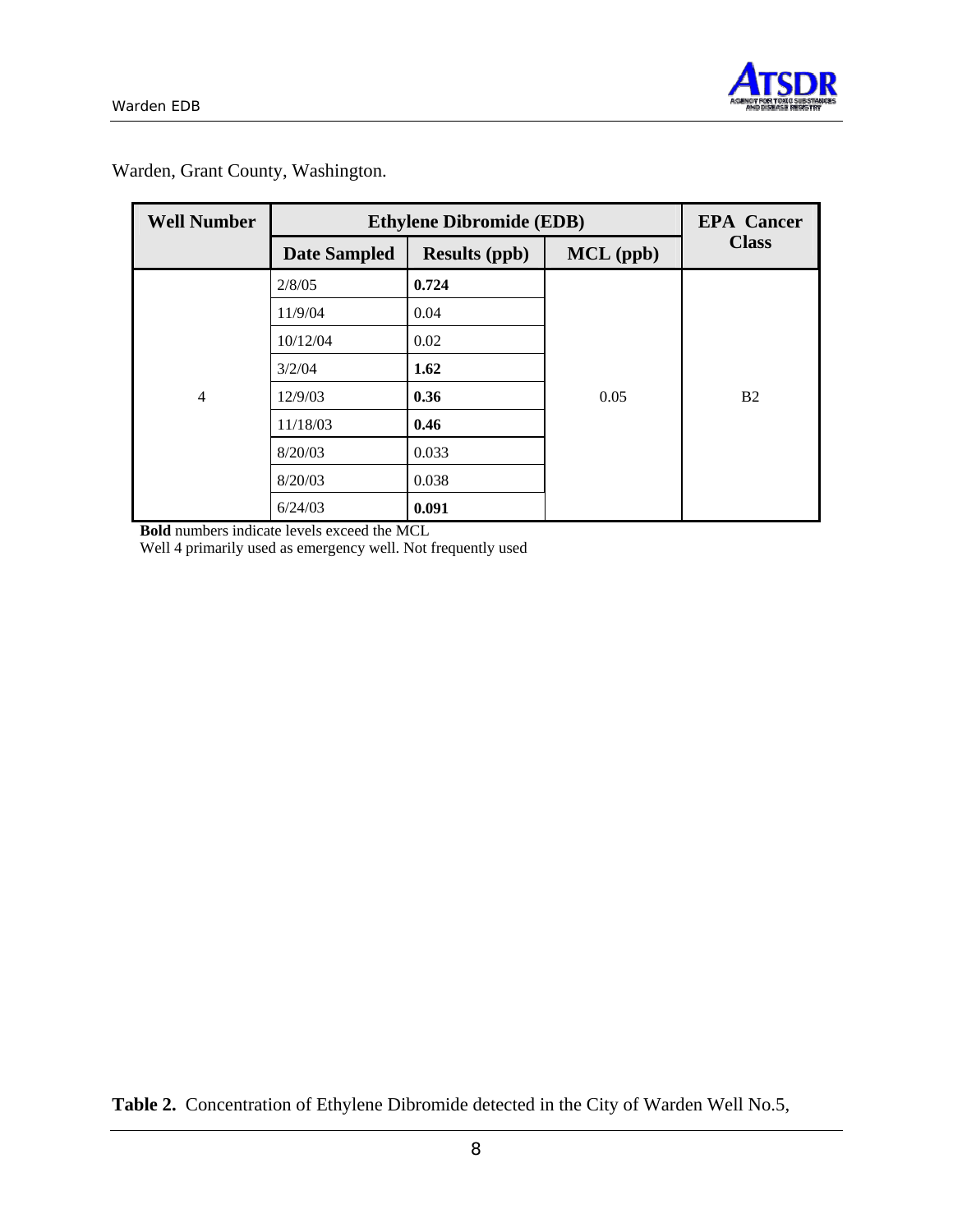Warden, Grant County, Washington.

| Well Number | Ethylene Dibromide (EDB) | | | EPA Cancer Class |
|---|---|---|---|---|
| | Date Sampled | Results (ppb) | MCL (ppb) | |
| 4 | 2/8/05 | **0.724** | 0.05 | B2 |
| | 11/9/04 | 0.04 | | |
| | 10/12/04 | 0.02 | | |
| | 3/2/04 | **1.62** | | |
| | 12/9/03 | **0.36** | | |
| | 11/18/03 | **0.46** | | |
| | 8/20/03 | 0.033 | | |
| | 8/20/03 | 0.038 | | |
| | 6/24/03 | **0.091** | | |

**Bold** numbers indicate levels exceed the MCL

Well 4 primarily used as emergency well. Not frequently used

**Table 2.** Concentration of Ethylene Dibromide detected in the City of Warden Well No.5,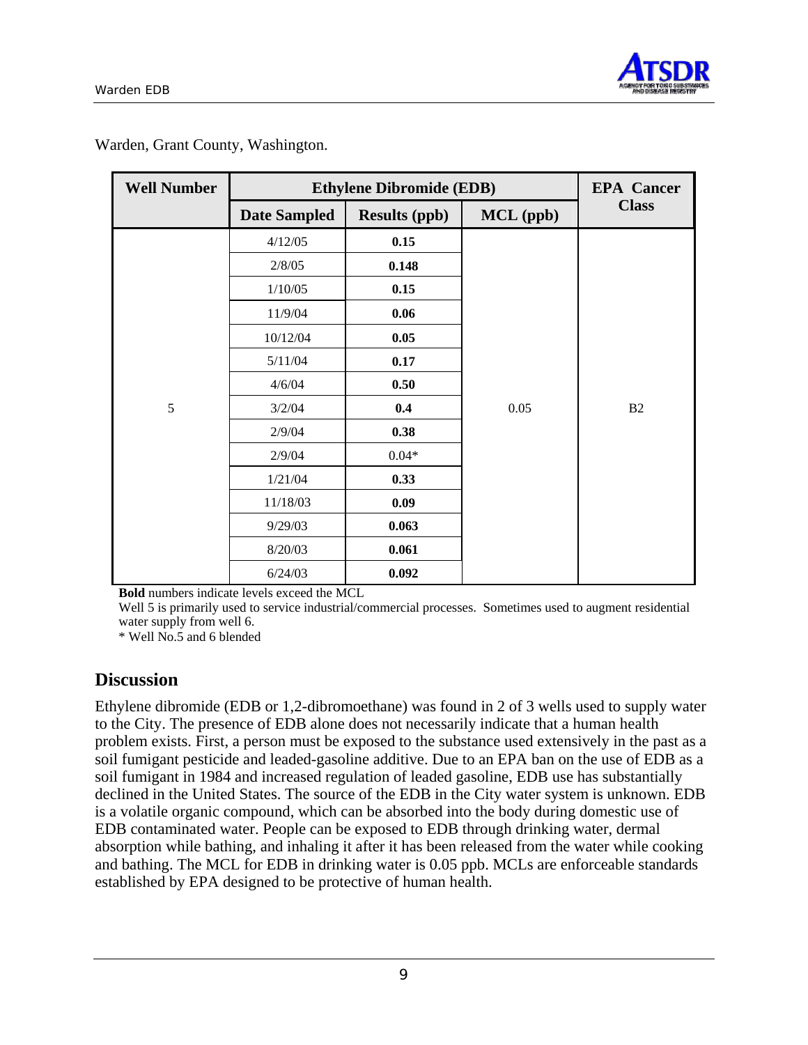Warden, Grant County, Washington.

| Well Number | Ethylene Dibromide (EDB) | | | EPA Cancer Class |
|---|---|---|---|---|
| | Date Sampled | Results (ppb) | MCL (ppb) | |
| 5 | 4/12/05 | **0.15** | 0.05 | B2 |
| | 2/8/05 | **0.148** | | |
| | 1/10/05 | **0.15** | | |
| | 11/9/04 | **0.06** | | |
| | 10/12/04 | **0.05** | | |
| | 5/11/04 | **0.17** | | |
| | 4/6/04 | **0.50** | | |
| | 3/2/04 | **0.4** | | |
| | 2/9/04 | **0.38** | | |
| | 2/9/04 | 0.04* | | |
| | 1/21/04 | **0.33** | | |
| | 11/18/03 | **0.09** | | |
| | 9/29/03 | **0.063** | | |
| | 8/20/03 | **0.061** | | |
| | 6/24/03 | **0.092** | | |

**Bold** numbers indicate levels exceed the MCL

Well 5 is primarily used to service industrial/commercial processes. Sometimes used to augment residential water supply from well 6.

* Well No.5 and 6 blended

## Discussion

Ethylene dibromide (EDB or 1,2-dibromoethane) was found in 2 of 3 wells used to supply water to the City. The presence of EDB alone does not necessarily indicate that a human health problem exists. First, a person must be exposed to the substance used extensively in the past as a soil fumigant pesticide and leaded-gasoline additive. Due to an EPA ban on the use of EDB as a soil fumigant in 1984 and increased regulation of leaded gasoline, EDB use has substantially declined in the United States. The source of the EDB in the City water system is unknown. EDB is a volatile organic compound, which can be absorbed into the body during domestic use of EDB contaminated water. People can be exposed to EDB through drinking water, dermal absorption while bathing, and inhaling it after it has been released from the water while cooking and bathing. The MCL for EDB in drinking water is 0.05 ppb. MCLs are enforceable standards established by EPA designed to be protective of human health.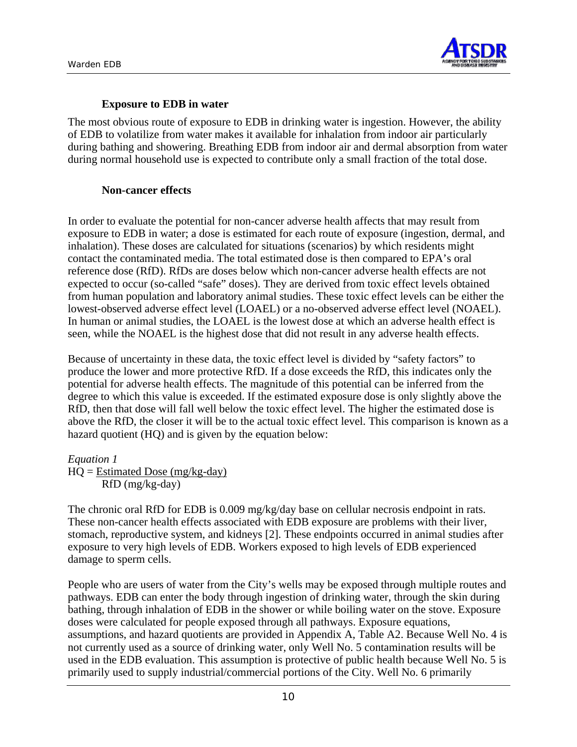### Exposure to EDB in water

The most obvious route of exposure to EDB in drinking water is ingestion. However, the ability of EDB to volatilize from water makes it available for inhalation from indoor air particularly during bathing and showering. Breathing EDB from indoor air and dermal absorption from water during normal household use is expected to contribute only a small fraction of the total dose.

### Non-cancer effects

In order to evaluate the potential for non-cancer adverse health affects that may result from exposure to EDB in water; a dose is estimated for each route of exposure (ingestion, dermal, and inhalation). These doses are calculated for situations (scenarios) by which residents might contact the contaminated media. The total estimated dose is then compared to EPA's oral reference dose (RfD). RfDs are doses below which non-cancer adverse health effects are not expected to occur (so-called "safe" doses). They are derived from toxic effect levels obtained from human population and laboratory animal studies. These toxic effect levels can be either the lowest-observed adverse effect level (LOAEL) or a no-observed adverse effect level (NOAEL). In human or animal studies, the LOAEL is the lowest dose at which an adverse health effect is seen, while the NOAEL is the highest dose that did not result in any adverse health effects.

Because of uncertainty in these data, the toxic effect level is divided by "safety factors" to produce the lower and more protective RfD. If a dose exceeds the RfD, this indicates only the potential for adverse health effects. The magnitude of this potential can be inferred from the degree to which this value is exceeded. If the estimated exposure dose is only slightly above the RfD, then that dose will fall well below the toxic effect level. The higher the estimated dose is above the RfD, the closer it will be to the actual toxic effect level. This comparison is known as a hazard quotient (HQ) and is given by the equation below:

*Equation 1*

$$HQ = \frac{\text{Estimated Dose (mg/kg-day)}}{\text{RfD (mg/kg-day)}}$$

The chronic oral RfD for EDB is 0.009 mg/kg/day base on cellular necrosis endpoint in rats. These non-cancer health effects associated with EDB exposure are problems with their liver, stomach, reproductive system, and kidneys [2]. These endpoints occurred in animal studies after exposure to very high levels of EDB. Workers exposed to high levels of EDB experienced damage to sperm cells.

People who are users of water from the City's wells may be exposed through multiple routes and pathways. EDB can enter the body through ingestion of drinking water, through the skin during bathing, through inhalation of EDB in the shower or while boiling water on the stove. Exposure doses were calculated for people exposed through all pathways. Exposure equations, assumptions, and hazard quotients are provided in Appendix A, Table A2. Because Well No. 4 is not currently used as a source of drinking water, only Well No. 5 contamination results will be used in the EDB evaluation. This assumption is protective of public health because Well No. 5 is primarily used to supply industrial/commercial portions of the City. Well No. 6 primarily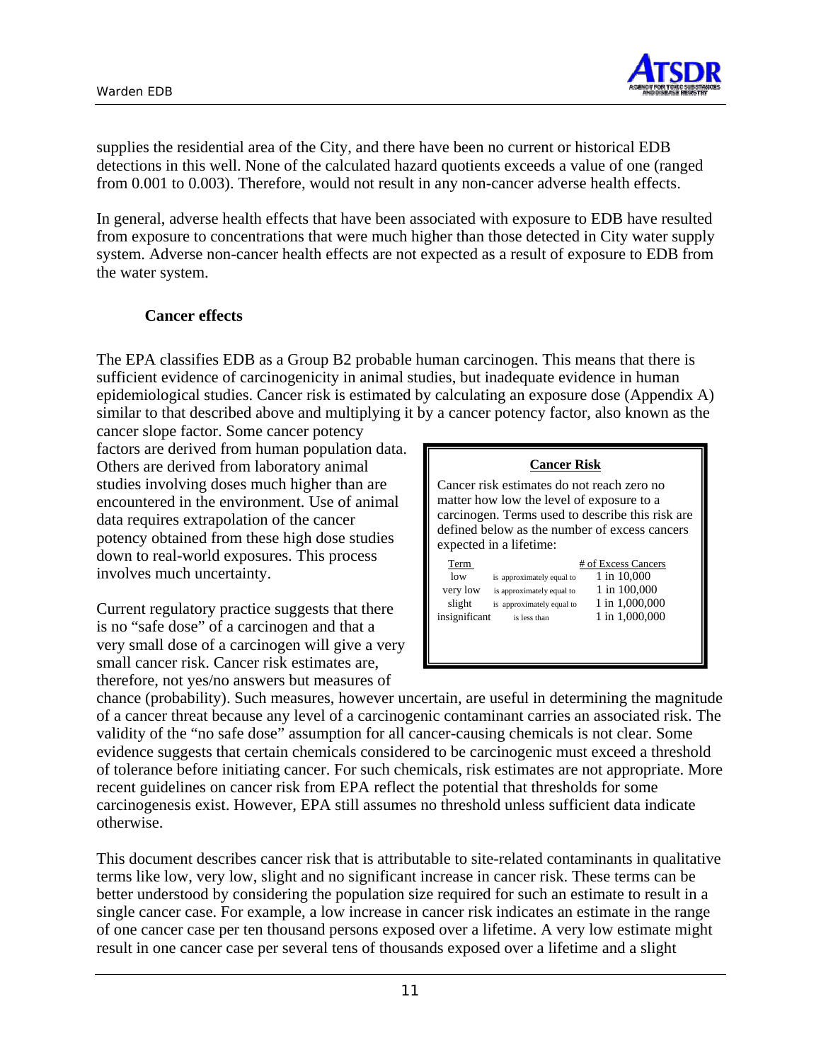supplies the residential area of the City, and there have been no current or historical EDB detections in this well. None of the calculated hazard quotients exceeds a value of one (ranged from 0.001 to 0.003). Therefore, would not result in any non-cancer adverse health effects.

In general, adverse health effects that have been associated with exposure to EDB have resulted from exposure to concentrations that were much higher than those detected in City water supply system. Adverse non-cancer health effects are not expected as a result of exposure to EDB from the water system.

### Cancer effects

The EPA classifies EDB as a Group B2 probable human carcinogen. This means that there is sufficient evidence of carcinogenicity in animal studies, but inadequate evidence in human epidemiological studies. Cancer risk is estimated by calculating an exposure dose (Appendix A) similar to that described above and multiplying it by a cancer potency factor, also known as the cancer slope factor. Some cancer potency factors are derived from human population data. Others are derived from laboratory animal studies involving doses much higher than are encountered in the environment. Use of animal data requires extrapolation of the cancer potency obtained from these high dose studies down to real-world exposures. This process involves much uncertainty.

> **Cancer Risk**
>
> Cancer risk estimates do not reach zero no matter how low the level of exposure to a carcinogen. Terms used to describe this risk are defined below as the number of excess cancers expected in a lifetime:
>
> | Term | | # of Excess Cancers |
> |---|---|---|
> | low | is approximately equal to | 1 in 10,000 |
> | very low | is approximately equal to | 1 in 100,000 |
> | slight | is approximately equal to | 1 in 1,000,000 |
> | insignificant | is less than | 1 in 1,000,000 |

Current regulatory practice suggests that there is no "safe dose" of a carcinogen and that a very small dose of a carcinogen will give a very small cancer risk. Cancer risk estimates are, therefore, not yes/no answers but measures of chance (probability). Such measures, however uncertain, are useful in determining the magnitude of a cancer threat because any level of a carcinogenic contaminant carries an associated risk. The validity of the "no safe dose" assumption for all cancer-causing chemicals is not clear. Some evidence suggests that certain chemicals considered to be carcinogenic must exceed a threshold of tolerance before initiating cancer. For such chemicals, risk estimates are not appropriate. More recent guidelines on cancer risk from EPA reflect the potential that thresholds for some carcinogenesis exist. However, EPA still assumes no threshold unless sufficient data indicate otherwise.

This document describes cancer risk that is attributable to site-related contaminants in qualitative terms like low, very low, slight and no significant increase in cancer risk. These terms can be better understood by considering the population size required for such an estimate to result in a single cancer case. For example, a low increase in cancer risk indicates an estimate in the range of one cancer case per ten thousand persons exposed over a lifetime. A very low estimate might result in one cancer case per several tens of thousands exposed over a lifetime and a slight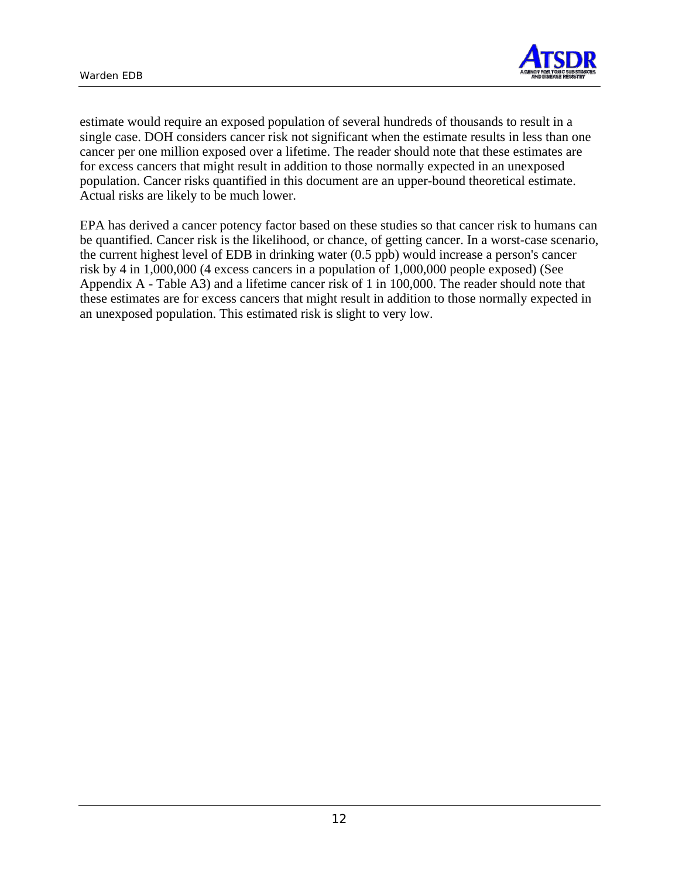estimate would require an exposed population of several hundreds of thousands to result in a single case. DOH considers cancer risk not significant when the estimate results in less than one cancer per one million exposed over a lifetime. The reader should note that these estimates are for excess cancers that might result in addition to those normally expected in an unexposed population. Cancer risks quantified in this document are an upper-bound theoretical estimate. Actual risks are likely to be much lower.

EPA has derived a cancer potency factor based on these studies so that cancer risk to humans can be quantified. Cancer risk is the likelihood, or chance, of getting cancer. In a worst-case scenario, the current highest level of EDB in drinking water (0.5 ppb) would increase a person's cancer risk by 4 in 1,000,000 (4 excess cancers in a population of 1,000,000 people exposed) (See Appendix A - Table A3) and a lifetime cancer risk of 1 in 100,000. The reader should note that these estimates are for excess cancers that might result in addition to those normally expected in an unexposed population. This estimated risk is slight to very low.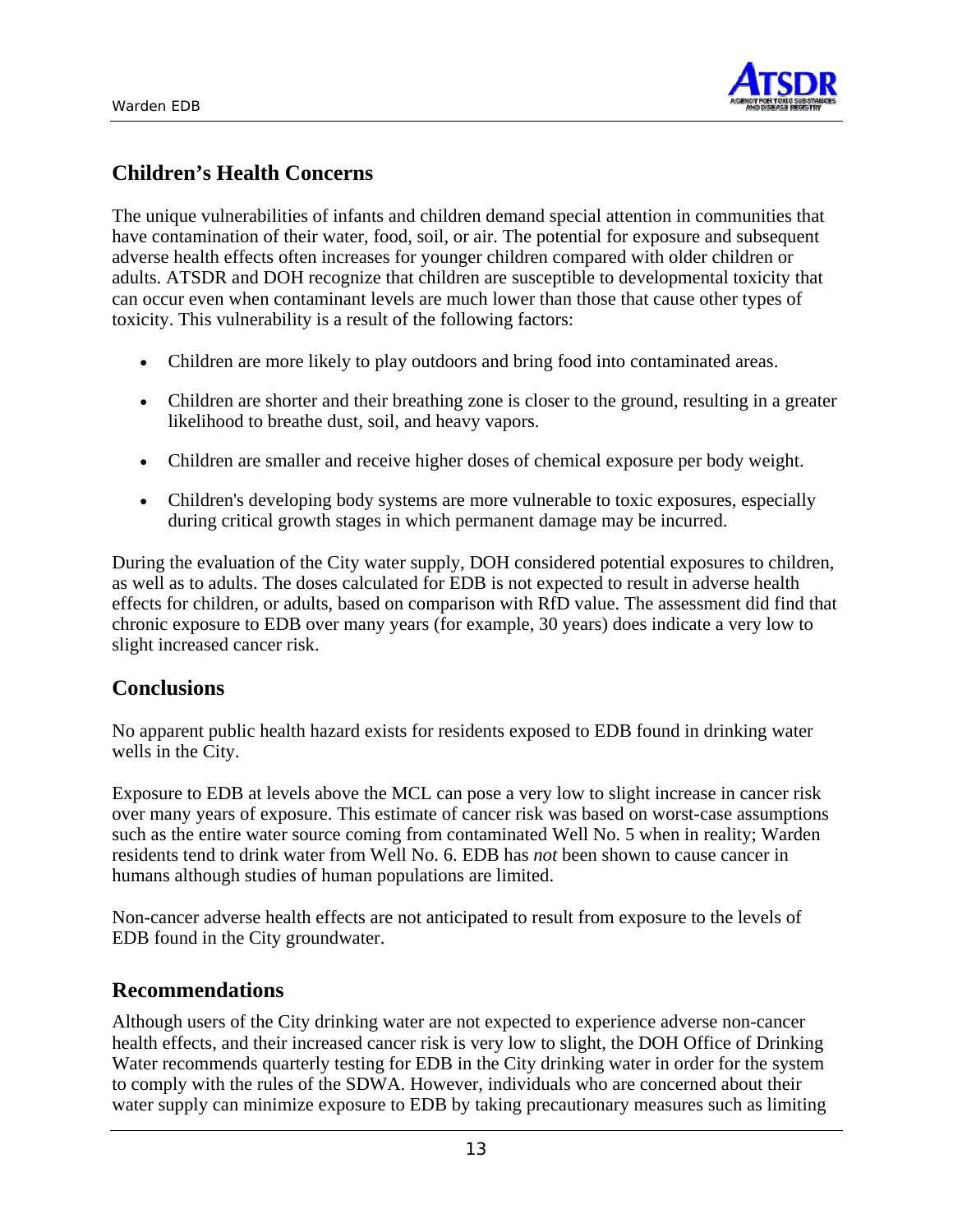## Children's Health Concerns

The unique vulnerabilities of infants and children demand special attention in communities that have contamination of their water, food, soil, or air. The potential for exposure and subsequent adverse health effects often increases for younger children compared with older children or adults. ATSDR and DOH recognize that children are susceptible to developmental toxicity that can occur even when contaminant levels are much lower than those that cause other types of toxicity. This vulnerability is a result of the following factors:

- Children are more likely to play outdoors and bring food into contaminated areas.
- Children are shorter and their breathing zone is closer to the ground, resulting in a greater likelihood to breathe dust, soil, and heavy vapors.
- Children are smaller and receive higher doses of chemical exposure per body weight.
- Children's developing body systems are more vulnerable to toxic exposures, especially during critical growth stages in which permanent damage may be incurred.

During the evaluation of the City water supply, DOH considered potential exposures to children, as well as to adults. The doses calculated for EDB is not expected to result in adverse health effects for children, or adults, based on comparison with RfD value. The assessment did find that chronic exposure to EDB over many years (for example, 30 years) does indicate a very low to slight increased cancer risk.

## Conclusions

No apparent public health hazard exists for residents exposed to EDB found in drinking water wells in the City.

Exposure to EDB at levels above the MCL can pose a very low to slight increase in cancer risk over many years of exposure. This estimate of cancer risk was based on worst-case assumptions such as the entire water source coming from contaminated Well No. 5 when in reality; Warden residents tend to drink water from Well No. 6. EDB has *not* been shown to cause cancer in humans although studies of human populations are limited.

Non-cancer adverse health effects are not anticipated to result from exposure to the levels of EDB found in the City groundwater.

## Recommendations

Although users of the City drinking water are not expected to experience adverse non-cancer health effects, and their increased cancer risk is very low to slight, the DOH Office of Drinking Water recommends quarterly testing for EDB in the City drinking water in order for the system to comply with the rules of the SDWA. However, individuals who are concerned about their water supply can minimize exposure to EDB by taking precautionary measures such as limiting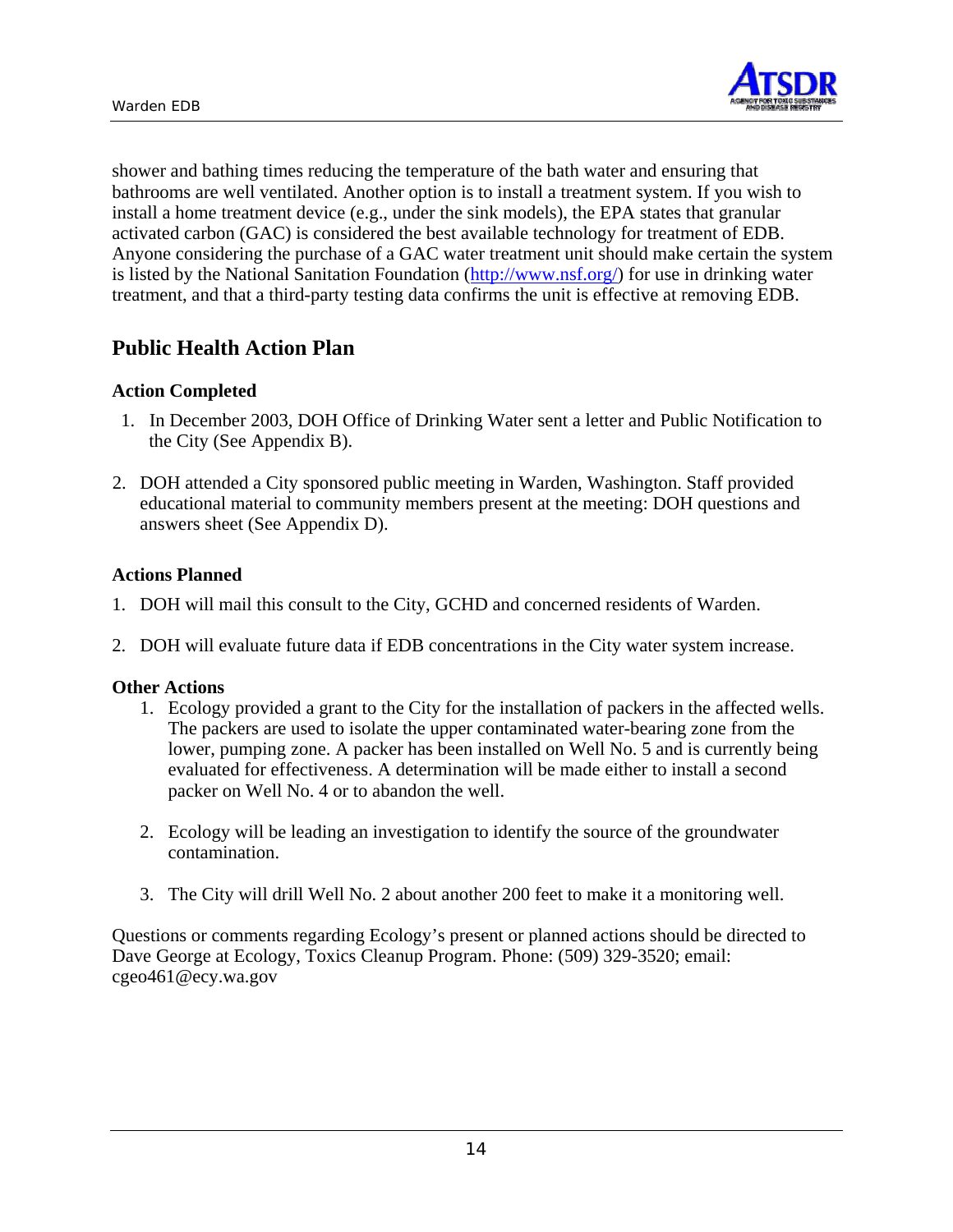shower and bathing times reducing the temperature of the bath water and ensuring that bathrooms are well ventilated. Another option is to install a treatment system. If you wish to install a home treatment device (e.g., under the sink models), the EPA states that granular activated carbon (GAC) is considered the best available technology for treatment of EDB. Anyone considering the purchase of a GAC water treatment unit should make certain the system is listed by the National Sanitation Foundation (http://www.nsf.org/) for use in drinking water treatment, and that a third-party testing data confirms the unit is effective at removing EDB.

## Public Health Action Plan

### Action Completed

1. In December 2003, DOH Office of Drinking Water sent a letter and Public Notification to the City (See Appendix B).

2. DOH attended a City sponsored public meeting in Warden, Washington. Staff provided educational material to community members present at the meeting: DOH questions and answers sheet (See Appendix D).

### Actions Planned

1. DOH will mail this consult to the City, GCHD and concerned residents of Warden.

2. DOH will evaluate future data if EDB concentrations in the City water system increase.

### Other Actions

1. Ecology provided a grant to the City for the installation of packers in the affected wells. The packers are used to isolate the upper contaminated water-bearing zone from the lower, pumping zone. A packer has been installed on Well No. 5 and is currently being evaluated for effectiveness. A determination will be made either to install a second packer on Well No. 4 or to abandon the well.

2. Ecology will be leading an investigation to identify the source of the groundwater contamination.

3. The City will drill Well No. 2 about another 200 feet to make it a monitoring well.

Questions or comments regarding Ecology's present or planned actions should be directed to Dave George at Ecology, Toxics Cleanup Program. Phone: (509) 329-3520; email: cgeo461@ecy.wa.gov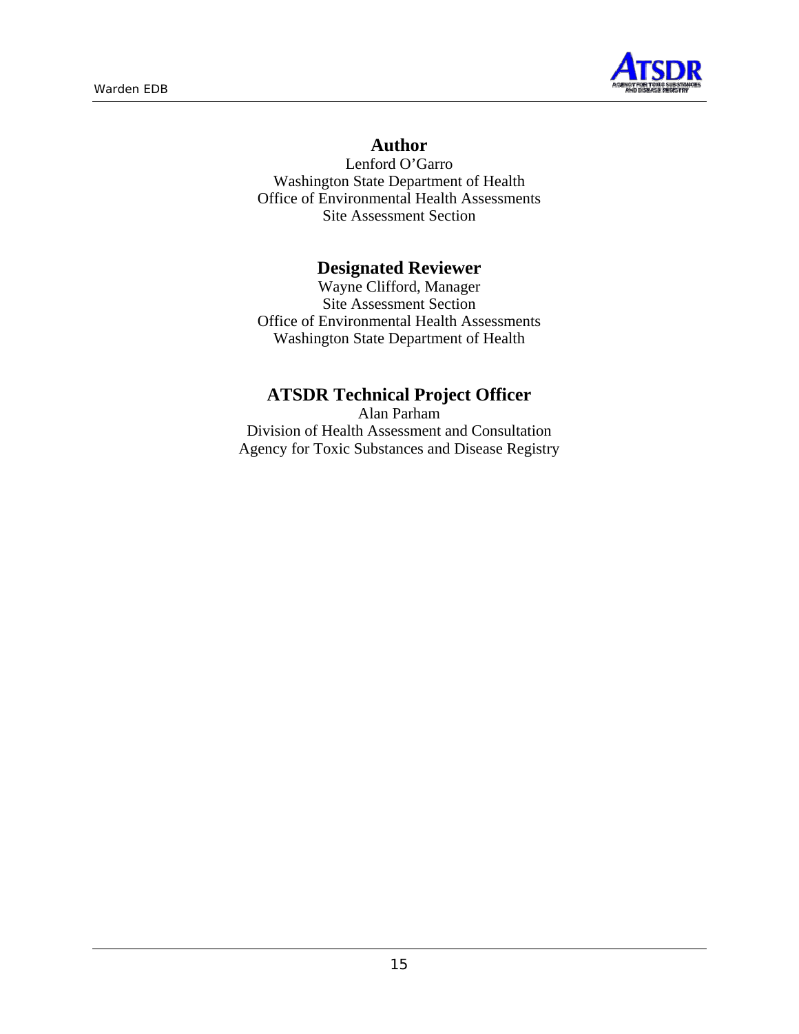## Author

Lenford O'Garro
Washington State Department of Health
Office of Environmental Health Assessments
Site Assessment Section

## Designated Reviewer

Wayne Clifford, Manager
Site Assessment Section
Office of Environmental Health Assessments
Washington State Department of Health

## ATSDR Technical Project Officer

Alan Parham
Division of Health Assessment and Consultation
Agency for Toxic Substances and Disease Registry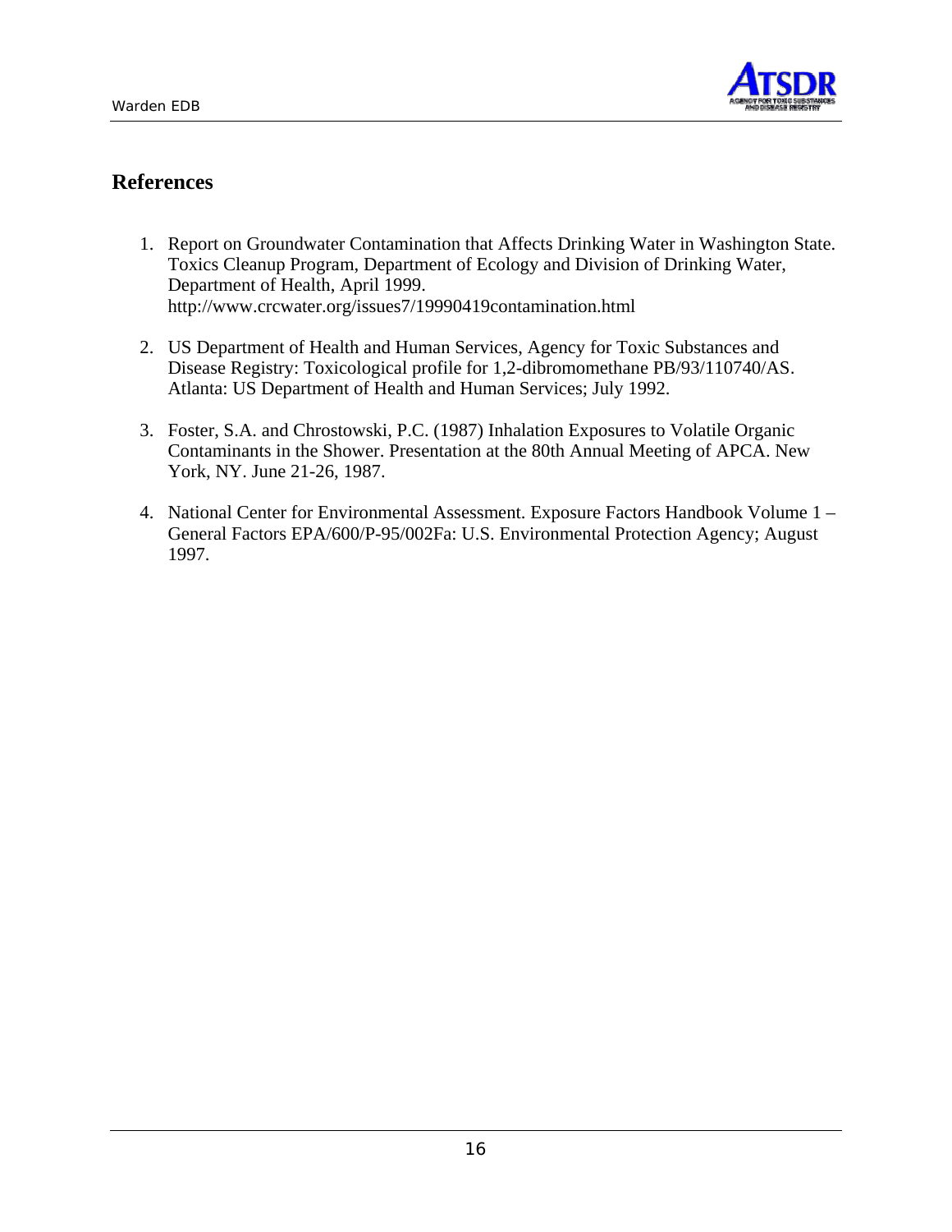## References

1. Report on Groundwater Contamination that Affects Drinking Water in Washington State. Toxics Cleanup Program, Department of Ecology and Division of Drinking Water, Department of Health, April 1999. http://www.crcwater.org/issues7/19990419contamination.html

2. US Department of Health and Human Services, Agency for Toxic Substances and Disease Registry: Toxicological profile for 1,2-dibromomethane PB/93/110740/AS. Atlanta: US Department of Health and Human Services; July 1992.

3. Foster, S.A. and Chrostowski, P.C. (1987) Inhalation Exposures to Volatile Organic Contaminants in the Shower. Presentation at the 80th Annual Meeting of APCA. New York, NY. June 21-26, 1987.

4. National Center for Environmental Assessment. Exposure Factors Handbook Volume 1 – General Factors EPA/600/P-95/002Fa: U.S. Environmental Protection Agency; August 1997.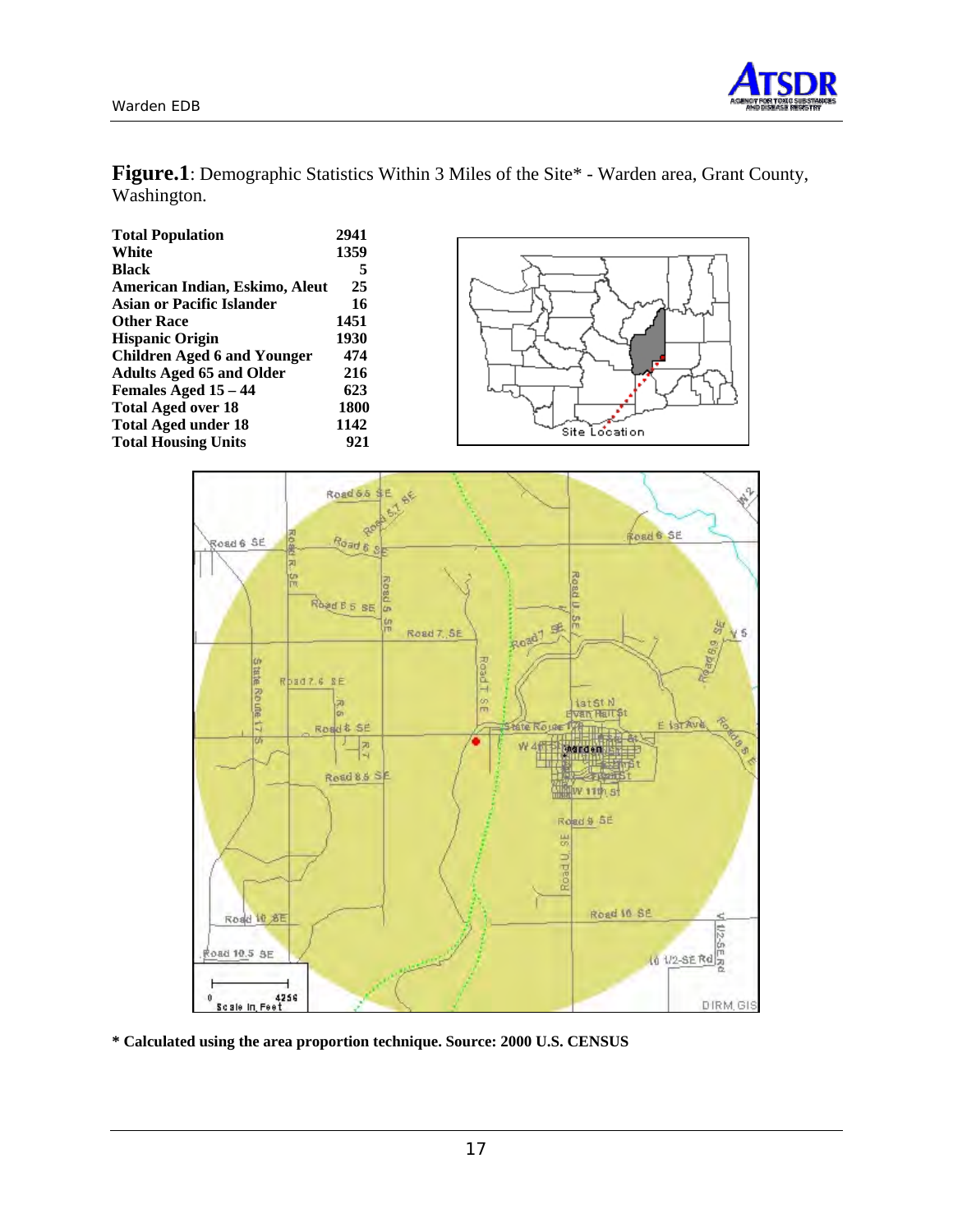**Figure.1**: Demographic Statistics Within 3 Miles of the Site* - Warden area, Grant County, Washington.

| | |
|---|---|
| **Total Population** | **2941** |
| **White** | **1359** |
| **Black** | **5** |
| **American Indian, Eskimo, Aleut** | **25** |
| **Asian or Pacific Islander** | **16** |
| **Other Race** | **1451** |
| **Hispanic Origin** | **1930** |
| **Children Aged 6 and Younger** | **474** |
| **Adults Aged 65 and Older** | **216** |
| **Females Aged 15 – 44** | **623** |
| **Total Aged over 18** | **1800** |
| **Total Aged under 18** | **1142** |
| **Total Housing Units** | **921** |

**\* Calculated using the area proportion technique. Source: 2000 U.S. CENSUS**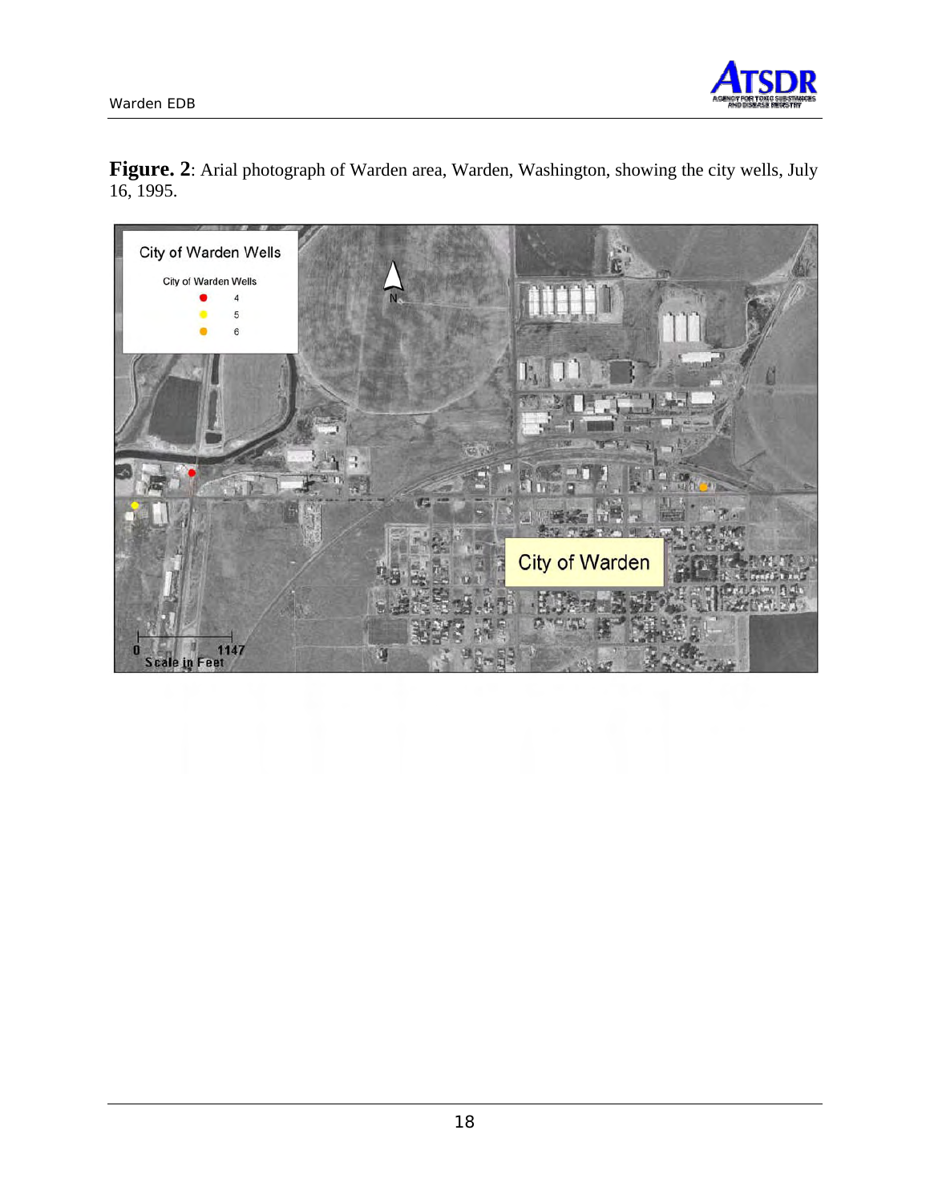**Figure. 2**: Arial photograph of Warden area, Warden, Washington, showing the city wells, July 16, 1995.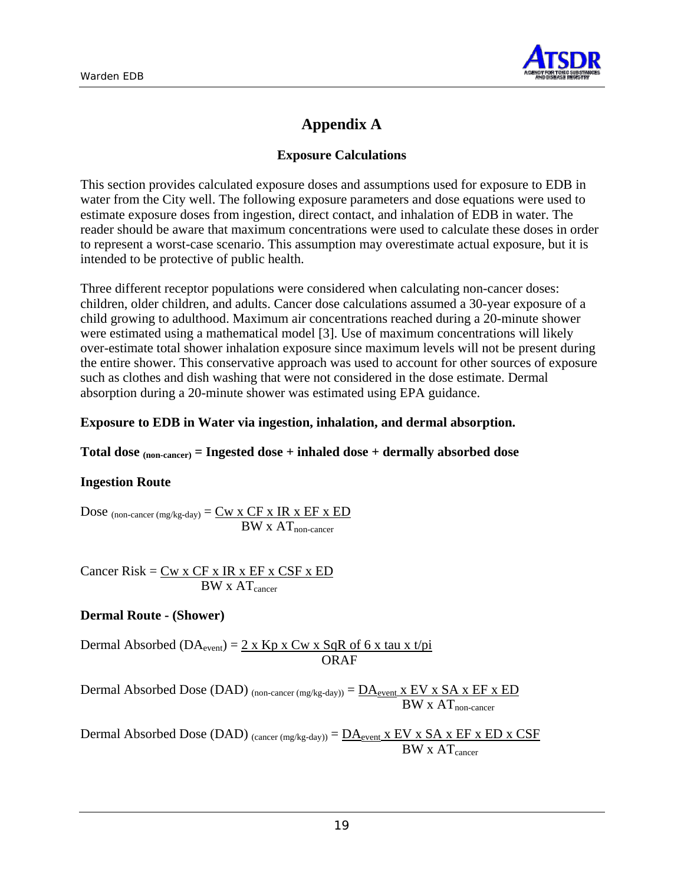# Appendix A

## Exposure Calculations

This section provides calculated exposure doses and assumptions used for exposure to EDB in water from the City well. The following exposure parameters and dose equations were used to estimate exposure doses from ingestion, direct contact, and inhalation of EDB in water. The reader should be aware that maximum concentrations were used to calculate these doses in order to represent a worst-case scenario. This assumption may overestimate actual exposure, but it is intended to be protective of public health.

Three different receptor populations were considered when calculating non-cancer doses: children, older children, and adults. Cancer dose calculations assumed a 30-year exposure of a child growing to adulthood. Maximum air concentrations reached during a 20-minute shower were estimated using a mathematical model [3]. Use of maximum concentrations will likely over-estimate total shower inhalation exposure since maximum levels will not be present during the entire shower. This conservative approach was used to account for other sources of exposure such as clothes and dish washing that were not considered in the dose estimate. Dermal absorption during a 20-minute shower was estimated using EPA guidance.

**Exposure to EDB in Water via ingestion, inhalation, and dermal absorption.**

**Total dose $_{\text{(non-cancer)}}$ = Ingested dose + inhaled dose + dermally absorbed dose**

**Ingestion Route**

$$\text{Dose}_{\text{ (non-cancer (mg/kg-day)}} = \frac{\text{Cw x CF x IR x EF x ED}}{\text{BW x AT}_{\text{non-cancer}}}$$

$$\text{Cancer Risk} = \frac{\text{Cw x CF x IR x EF x CSF x ED}}{\text{BW x AT}_{\text{cancer}}}$$

**Dermal Route - (Shower)**

$$\text{Dermal Absorbed (DA}_{\text{event}}\text{)} = \frac{\text{2 x Kp x Cw x SqR of 6 x tau x t/pi}}{\text{ORAF}}$$

$$\text{Dermal Absorbed Dose (DAD)}_{\text{ (non-cancer (mg/kg-day))}} = \frac{\text{DA}_{\text{event}}\text{ x EV x SA x EF x ED}}{\text{BW x AT}_{\text{non-cancer}}}$$

$$\text{Dermal Absorbed Dose (DAD)}_{\text{ (cancer (mg/kg-day))}} = \frac{\text{DA}_{\text{event}}\text{ x EV x SA x EF x ED x CSF}}{\text{BW x AT}_{\text{cancer}}}$$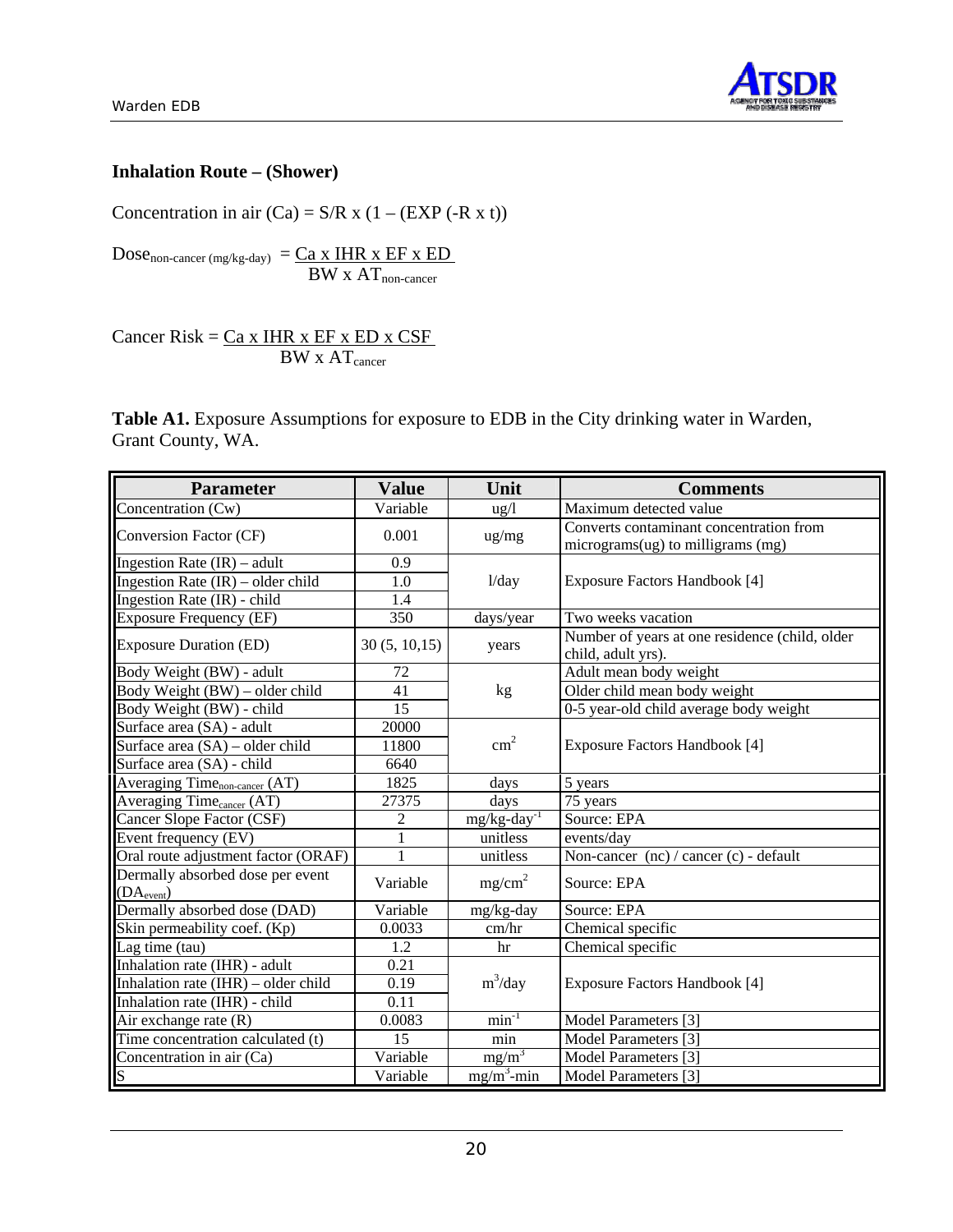### Inhalation Route – (Shower)

Concentration in air (Ca) = S/R x (1 – (EXP (-R x t))

$$\text{Dose}_{\text{non-cancer (mg/kg-day)}} = \frac{\text{Ca x IHR x EF x ED}}{\text{BW x AT}_{\text{non-cancer}}}$$

$$\text{Cancer Risk} = \frac{\text{Ca x IHR x EF x ED x CSF}}{\text{BW x AT}_{\text{cancer}}}$$

**Table A1.** Exposure Assumptions for exposure to EDB in the City drinking water in Warden, Grant County, WA.

| Parameter | Value | Unit | Comments |
|---|---|---|---|
| Concentration (Cw) | Variable | ug/l | Maximum detected value |
| Conversion Factor (CF) | 0.001 | ug/mg | Converts contaminant concentration from micrograms(ug) to milligrams (mg) |
| Ingestion Rate (IR) – adult | 0.9 | l/day | Exposure Factors Handbook [4] |
| Ingestion Rate (IR) – older child | 1.0 | | |
| Ingestion Rate (IR) - child | 1.4 | | |
| Exposure Frequency (EF) | 350 | days/year | Two weeks vacation |
| Exposure Duration (ED) | 30 (5, 10,15) | years | Number of years at one residence (child, older child, adult yrs). |
| Body Weight (BW) - adult | 72 | kg | Adult mean body weight |
| Body Weight (BW) – older child | 41 | | Older child mean body weight |
| Body Weight (BW) - child | 15 | | 0-5 year-old child average body weight |
| Surface area (SA) - adult | 20000 | $cm^2$ | Exposure Factors Handbook [4] |
| Surface area (SA) – older child | 11800 | | |
| Surface area (SA) - child | 6640 | | |
| Averaging Time$_{non\text{-}cancer}$ (AT) | 1825 | days | 5 years |
| Averaging Time$_{cancer}$ (AT) | 27375 | days | 75 years |
| Cancer Slope Factor (CSF) | 2 | $mg/kg\text{-}day^{-1}$ | Source: EPA |
| Event frequency (EV) | 1 | unitless | events/day |
| Oral route adjustment factor (ORAF) | 1 | unitless | Non-cancer (nc) / cancer (c) - default |
| Dermally absorbed dose per event (DA$_{event}$) | Variable | $mg/cm^2$ | Source: EPA |
| Dermally absorbed dose (DAD) | Variable | mg/kg-day | Source: EPA |
| Skin permeability coef. (Kp) | 0.0033 | cm/hr | Chemical specific |
| Lag time (tau) | 1.2 | hr | Chemical specific |
| Inhalation rate (IHR) - adult | 0.21 | $m^3$/day | Exposure Factors Handbook [4] |
| Inhalation rate (IHR) – older child | 0.19 | | |
| Inhalation rate (IHR) - child | 0.11 | | |
| Air exchange rate (R) | 0.0083 | $min^{-1}$ | Model Parameters [3] |
| Time concentration calculated (t) | 15 | min | Model Parameters [3] |
| Concentration in air (Ca) | Variable | $mg/m^3$ | Model Parameters [3] |
| S | Variable | $mg/m^3$-min | Model Parameters [3] |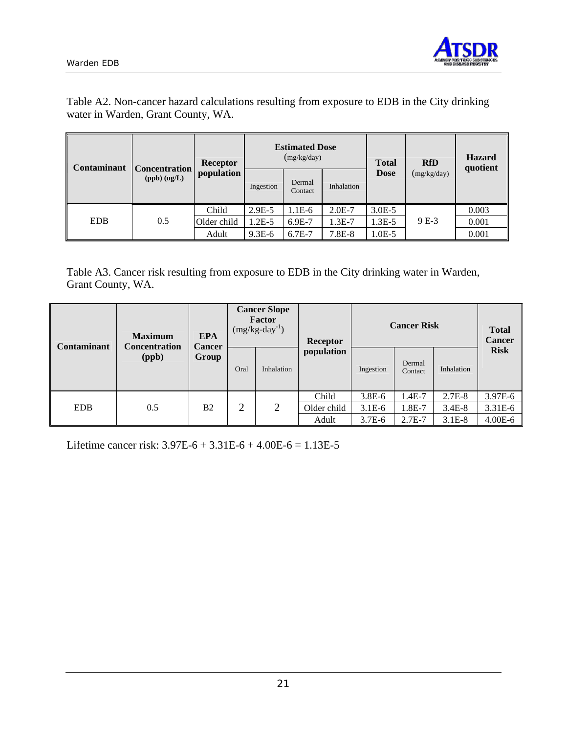Table A2. Non-cancer hazard calculations resulting from exposure to EDB in the City drinking water in Warden, Grant County, WA.

| Contaminant | Concentration (ppb) (ug/L) | Receptor population | Estimated Dose (mg/kg/day) | | | Total Dose | RfD (mg/kg/day) | Hazard quotient |
|---|---|---|---|---|---|---|---|---|
| | | | Ingestion | Dermal Contact | Inhalation | | | |
| EDB | 0.5 | Child | 2.9E-5 | 1.1E-6 | 2.0E-7 | 3.0E-5 | 9 E-3 | 0.003 |
| | | Older child | 1.2E-5 | 6.9E-7 | 1.3E-7 | 1.3E-5 | | 0.001 |
| | | Adult | 9.3E-6 | 6.7E-7 | 7.8E-8 | 1.0E-5 | | 0.001 |

Table A3. Cancer risk resulting from exposure to EDB in the City drinking water in Warden, Grant County, WA.

| Contaminant | Maximum Concentration (ppb) | EPA Cancer Group | Cancer Slope Factor $(mg/kg\text{-}day^{-1})$ | | Receptor population | Cancer Risk | | | Total Cancer Risk |
|---|---|---|---|---|---|---|---|---|---|
| | | | Oral | Inhalation | | Ingestion | Dermal Contact | Inhalation | |
| EDB | 0.5 | B2 | 2 | 2 | Child | 3.8E-6 | 1.4E-7 | 2.7E-8 | 3.97E-6 |
| | | | | | Older child | 3.1E-6 | 1.8E-7 | 3.4E-8 | 3.31E-6 |
| | | | | | Adult | 3.7E-6 | 2.7E-7 | 3.1E-8 | 4.00E-6 |

Lifetime cancer risk: 3.97E-6 + 3.31E-6 + 4.00E-6 = 1.13E-5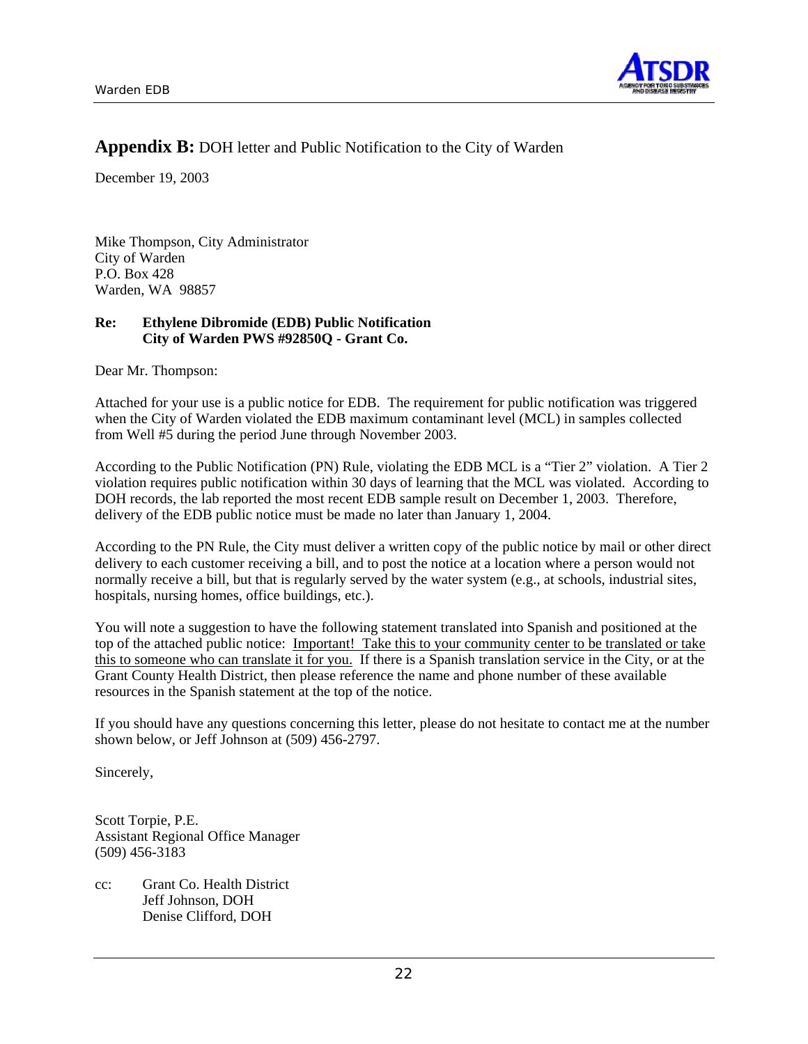## **Appendix B:** DOH letter and Public Notification to the City of Warden

December 19, 2003

Mike Thompson, City Administrator
City of Warden
P.O. Box 428
Warden, WA 98857

**Re: Ethylene Dibromide (EDB) Public Notification**
**City of Warden PWS #92850Q - Grant Co.**

Dear Mr. Thompson:

Attached for your use is a public notice for EDB. The requirement for public notification was triggered when the City of Warden violated the EDB maximum contaminant level (MCL) in samples collected from Well #5 during the period June through November 2003.

According to the Public Notification (PN) Rule, violating the EDB MCL is a "Tier 2" violation. A Tier 2 violation requires public notification within 30 days of learning that the MCL was violated. According to DOH records, the lab reported the most recent EDB sample result on December 1, 2003. Therefore, delivery of the EDB public notice must be made no later than January 1, 2004.

According to the PN Rule, the City must deliver a written copy of the public notice by mail or other direct delivery to each customer receiving a bill, and to post the notice at a location where a person would not normally receive a bill, but that is regularly served by the water system (e.g., at schools, industrial sites, hospitals, nursing homes, office buildings, etc.).

You will note a suggestion to have the following statement translated into Spanish and positioned at the top of the attached public notice: <u>Important! Take this to your community center to be translated or take this to someone who can translate it for you.</u> If there is a Spanish translation service in the City, or at the Grant County Health District, then please reference the name and phone number of these available resources in the Spanish statement at the top of the notice.

If you should have any questions concerning this letter, please do not hesitate to contact me at the number shown below, or Jeff Johnson at (509) 456-2797.

Sincerely,

Scott Torpie, P.E.
Assistant Regional Office Manager
(509) 456-3183

cc: Grant Co. Health District
Jeff Johnson, DOH
Denise Clifford, DOH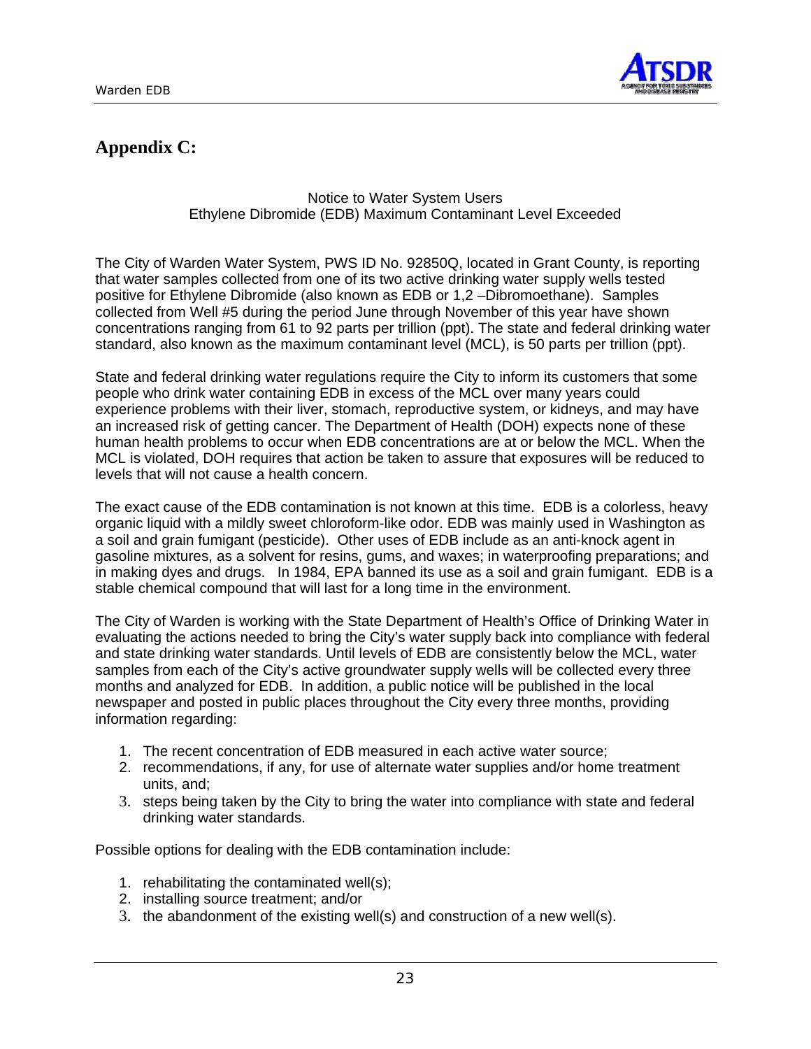# Appendix C:

Notice to Water System Users
Ethylene Dibromide (EDB) Maximum Contaminant Level Exceeded

The City of Warden Water System, PWS ID No. 92850Q, located in Grant County, is reporting that water samples collected from one of its two active drinking water supply wells tested positive for Ethylene Dibromide (also known as EDB or 1,2 –Dibromoethane). Samples collected from Well #5 during the period June through November of this year have shown concentrations ranging from 61 to 92 parts per trillion (ppt). The state and federal drinking water standard, also known as the maximum contaminant level (MCL), is 50 parts per trillion (ppt).

State and federal drinking water regulations require the City to inform its customers that some people who drink water containing EDB in excess of the MCL over many years could experience problems with their liver, stomach, reproductive system, or kidneys, and may have an increased risk of getting cancer. The Department of Health (DOH) expects none of these human health problems to occur when EDB concentrations are at or below the MCL. When the MCL is violated, DOH requires that action be taken to assure that exposures will be reduced to levels that will not cause a health concern.

The exact cause of the EDB contamination is not known at this time. EDB is a colorless, heavy organic liquid with a mildly sweet chloroform-like odor. EDB was mainly used in Washington as a soil and grain fumigant (pesticide). Other uses of EDB include as an anti-knock agent in gasoline mixtures, as a solvent for resins, gums, and waxes; in waterproofing preparations; and in making dyes and drugs. In 1984, EPA banned its use as a soil and grain fumigant. EDB is a stable chemical compound that will last for a long time in the environment.

The City of Warden is working with the State Department of Health's Office of Drinking Water in evaluating the actions needed to bring the City's water supply back into compliance with federal and state drinking water standards. Until levels of EDB are consistently below the MCL, water samples from each of the City's active groundwater supply wells will be collected every three months and analyzed for EDB. In addition, a public notice will be published in the local newspaper and posted in public places throughout the City every three months, providing information regarding:

1. The recent concentration of EDB measured in each active water source;
2. recommendations, if any, for use of alternate water supplies and/or home treatment units, and;
3. steps being taken by the City to bring the water into compliance with state and federal drinking water standards.

Possible options for dealing with the EDB contamination include:

1. rehabilitating the contaminated well(s);
2. installing source treatment; and/or
3. the abandonment of the existing well(s) and construction of a new well(s).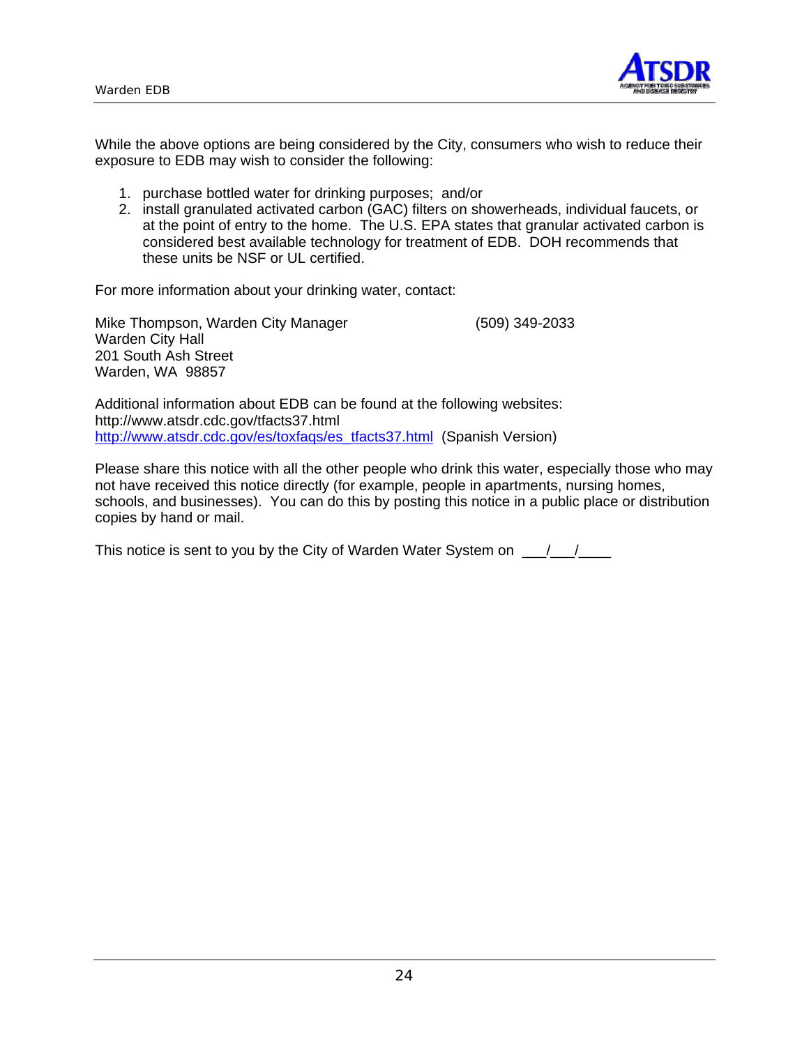While the above options are being considered by the City, consumers who wish to reduce their exposure to EDB may wish to consider the following:

1. purchase bottled water for drinking purposes; and/or
2. install granulated activated carbon (GAC) filters on showerheads, individual faucets, or at the point of entry to the home. The U.S. EPA states that granular activated carbon is considered best available technology for treatment of EDB. DOH recommends that these units be NSF or UL certified.

For more information about your drinking water, contact:

Mike Thompson, Warden City Manager (509) 349-2033
Warden City Hall
201 South Ash Street
Warden, WA 98857

Additional information about EDB can be found at the following websites:
http://www.atsdr.cdc.gov/tfacts37.html
http://www.atsdr.cdc.gov/es/toxfaqs/es_tfacts37.html (Spanish Version)

Please share this notice with all the other people who drink this water, especially those who may not have received this notice directly (for example, people in apartments, nursing homes, schools, and businesses). You can do this by posting this notice in a public place or distribution copies by hand or mail.

This notice is sent to you by the City of Warden Water System on ___/___/____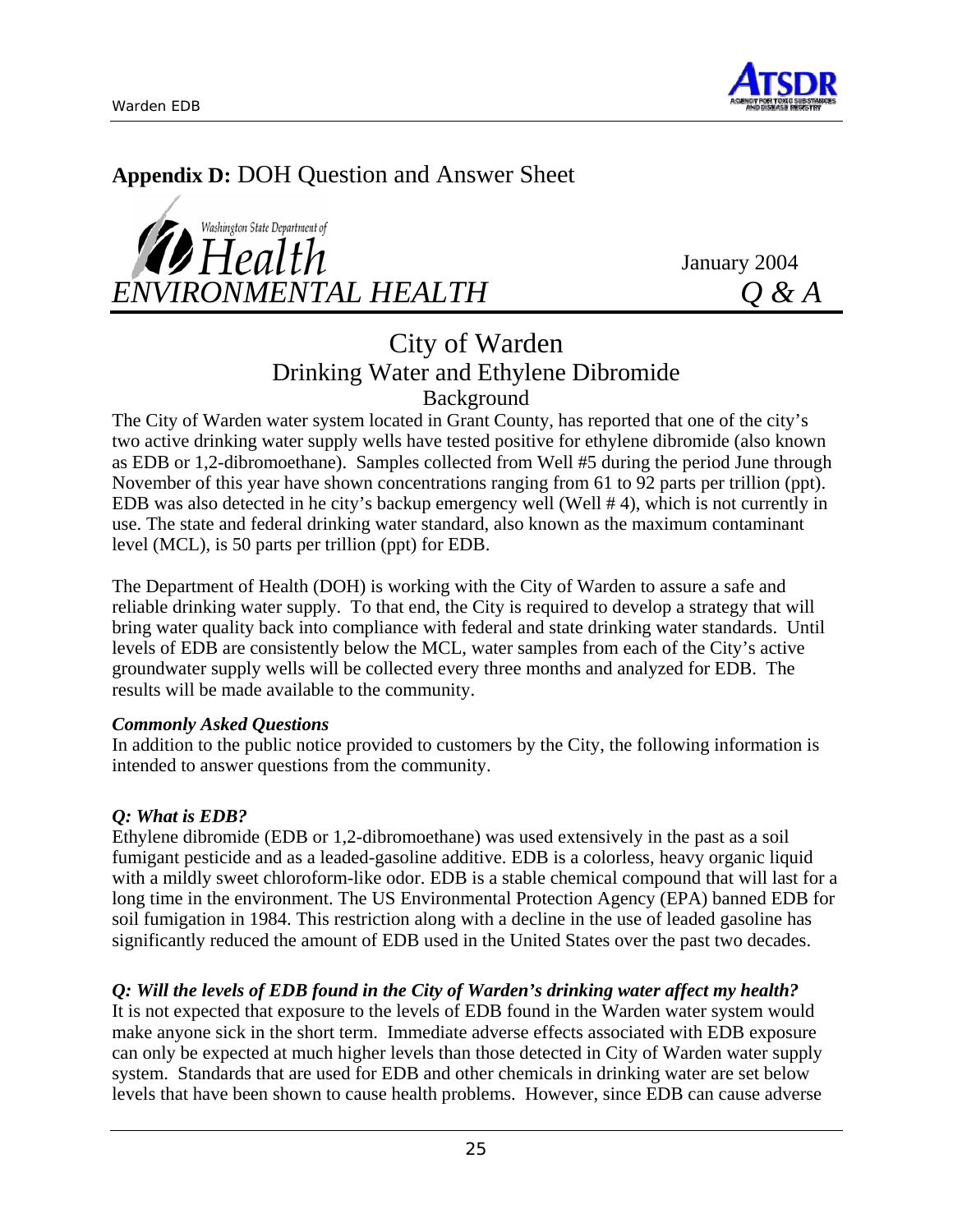## **Appendix D:** DOH Question and Answer Sheet

Washington State Department of Health

*ENVIRONMENTAL HEALTH*

January 2004

*Q & A*

# City of Warden
## Drinking Water and Ethylene Dibromide
### Background

The City of Warden water system located in Grant County, has reported that one of the city's two active drinking water supply wells have tested positive for ethylene dibromide (also known as EDB or 1,2-dibromoethane). Samples collected from Well #5 during the period June through November of this year have shown concentrations ranging from 61 to 92 parts per trillion (ppt). EDB was also detected in he city's backup emergency well (Well # 4), which is not currently in use. The state and federal drinking water standard, also known as the maximum contaminant level (MCL), is 50 parts per trillion (ppt) for EDB.

The Department of Health (DOH) is working with the City of Warden to assure a safe and reliable drinking water supply. To that end, the City is required to develop a strategy that will bring water quality back into compliance with federal and state drinking water standards. Until levels of EDB are consistently below the MCL, water samples from each of the City's active groundwater supply wells will be collected every three months and analyzed for EDB. The results will be made available to the community.

***Commonly Asked Questions***

In addition to the public notice provided to customers by the City, the following information is intended to answer questions from the community.

***Q: What is EDB?***

Ethylene dibromide (EDB or 1,2-dibromoethane) was used extensively in the past as a soil fumigant pesticide and as a leaded-gasoline additive. EDB is a colorless, heavy organic liquid with a mildly sweet chloroform-like odor. EDB is a stable chemical compound that will last for a long time in the environment. The US Environmental Protection Agency (EPA) banned EDB for soil fumigation in 1984. This restriction along with a decline in the use of leaded gasoline has significantly reduced the amount of EDB used in the United States over the past two decades.

***Q: Will the levels of EDB found in the City of Warden's drinking water affect my health?***

It is not expected that exposure to the levels of EDB found in the Warden water system would make anyone sick in the short term. Immediate adverse effects associated with EDB exposure can only be expected at much higher levels than those detected in City of Warden water supply system. Standards that are used for EDB and other chemicals in drinking water are set below levels that have been shown to cause health problems. However, since EDB can cause adverse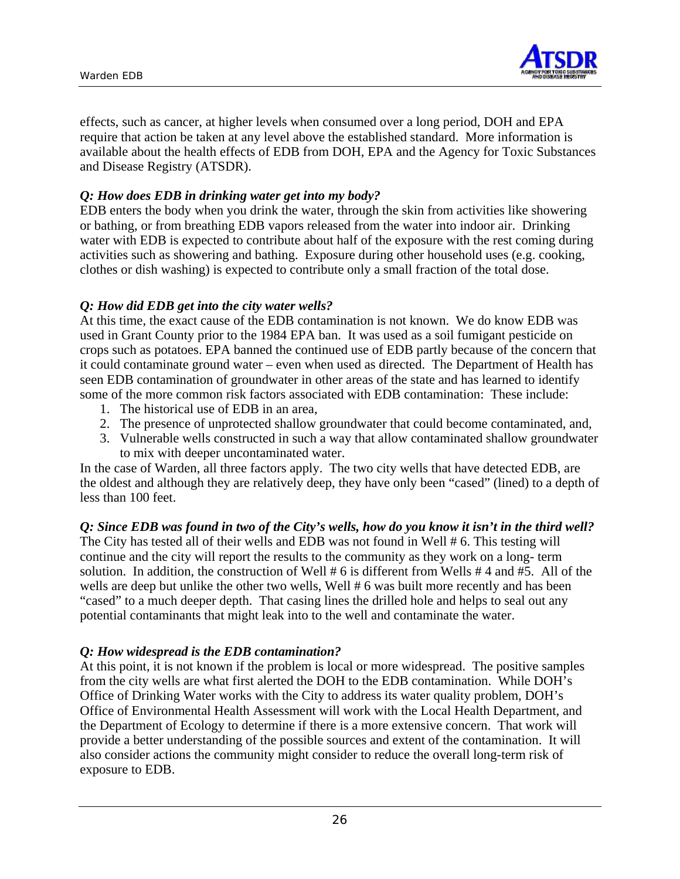effects, such as cancer, at higher levels when consumed over a long period, DOH and EPA require that action be taken at any level above the established standard. More information is available about the health effects of EDB from DOH, EPA and the Agency for Toxic Substances and Disease Registry (ATSDR).

***Q: How does EDB in drinking water get into my body?***

EDB enters the body when you drink the water, through the skin from activities like showering or bathing, or from breathing EDB vapors released from the water into indoor air. Drinking water with EDB is expected to contribute about half of the exposure with the rest coming during activities such as showering and bathing. Exposure during other household uses (e.g. cooking, clothes or dish washing) is expected to contribute only a small fraction of the total dose.

***Q: How did EDB get into the city water wells?***

At this time, the exact cause of the EDB contamination is not known. We do know EDB was used in Grant County prior to the 1984 EPA ban. It was used as a soil fumigant pesticide on crops such as potatoes. EPA banned the continued use of EDB partly because of the concern that it could contaminate ground water – even when used as directed. The Department of Health has seen EDB contamination of groundwater in other areas of the state and has learned to identify some of the more common risk factors associated with EDB contamination: These include:

1. The historical use of EDB in an area,
2. The presence of unprotected shallow groundwater that could become contaminated, and,
3. Vulnerable wells constructed in such a way that allow contaminated shallow groundwater to mix with deeper uncontaminated water.

In the case of Warden, all three factors apply. The two city wells that have detected EDB, are the oldest and although they are relatively deep, they have only been "cased" (lined) to a depth of less than 100 feet.

***Q: Since EDB was found in two of the City's wells, how do you know it isn't in the third well?***

The City has tested all of their wells and EDB was not found in Well # 6. This testing will continue and the city will report the results to the community as they work on a long- term solution. In addition, the construction of Well # 6 is different from Wells # 4 and #5. All of the wells are deep but unlike the other two wells, Well # 6 was built more recently and has been "cased" to a much deeper depth. That casing lines the drilled hole and helps to seal out any potential contaminants that might leak into to the well and contaminate the water.

***Q: How widespread is the EDB contamination?***

At this point, it is not known if the problem is local or more widespread. The positive samples from the city wells are what first alerted the DOH to the EDB contamination. While DOH's Office of Drinking Water works with the City to address its water quality problem, DOH's Office of Environmental Health Assessment will work with the Local Health Department, and the Department of Ecology to determine if there is a more extensive concern. That work will provide a better understanding of the possible sources and extent of the contamination. It will also consider actions the community might consider to reduce the overall long-term risk of exposure to EDB.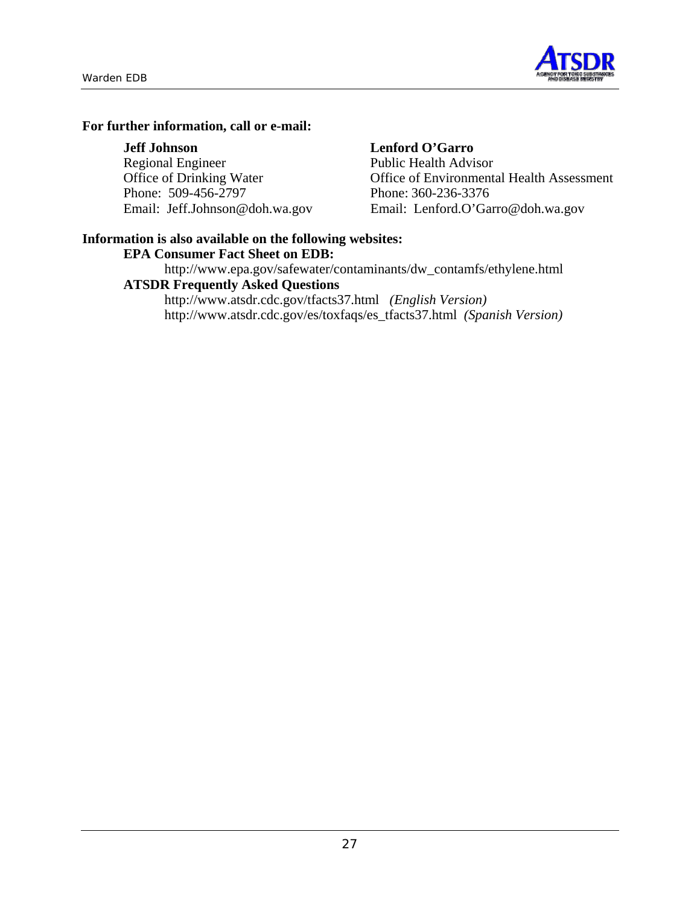**For further information, call or e-mail:**

**Jeff Johnson**
Regional Engineer
Office of Drinking Water
Phone: 509-456-2797
Email: Jeff.Johnson@doh.wa.gov

**Lenford O'Garro**
Public Health Advisor
Office of Environmental Health Assessment
Phone: 360-236-3376
Email: Lenford.O'Garro@doh.wa.gov

**Information is also available on the following websites:**

**EPA Consumer Fact Sheet on EDB:**

http://www.epa.gov/safewater/contaminants/dw_contamfs/ethylene.html

**ATSDR Frequently Asked Questions**

http://www.atsdr.cdc.gov/tfacts37.html *(English Version)*
http://www.atsdr.cdc.gov/es/toxfaqs/es_tfacts37.html *(Spanish Version)*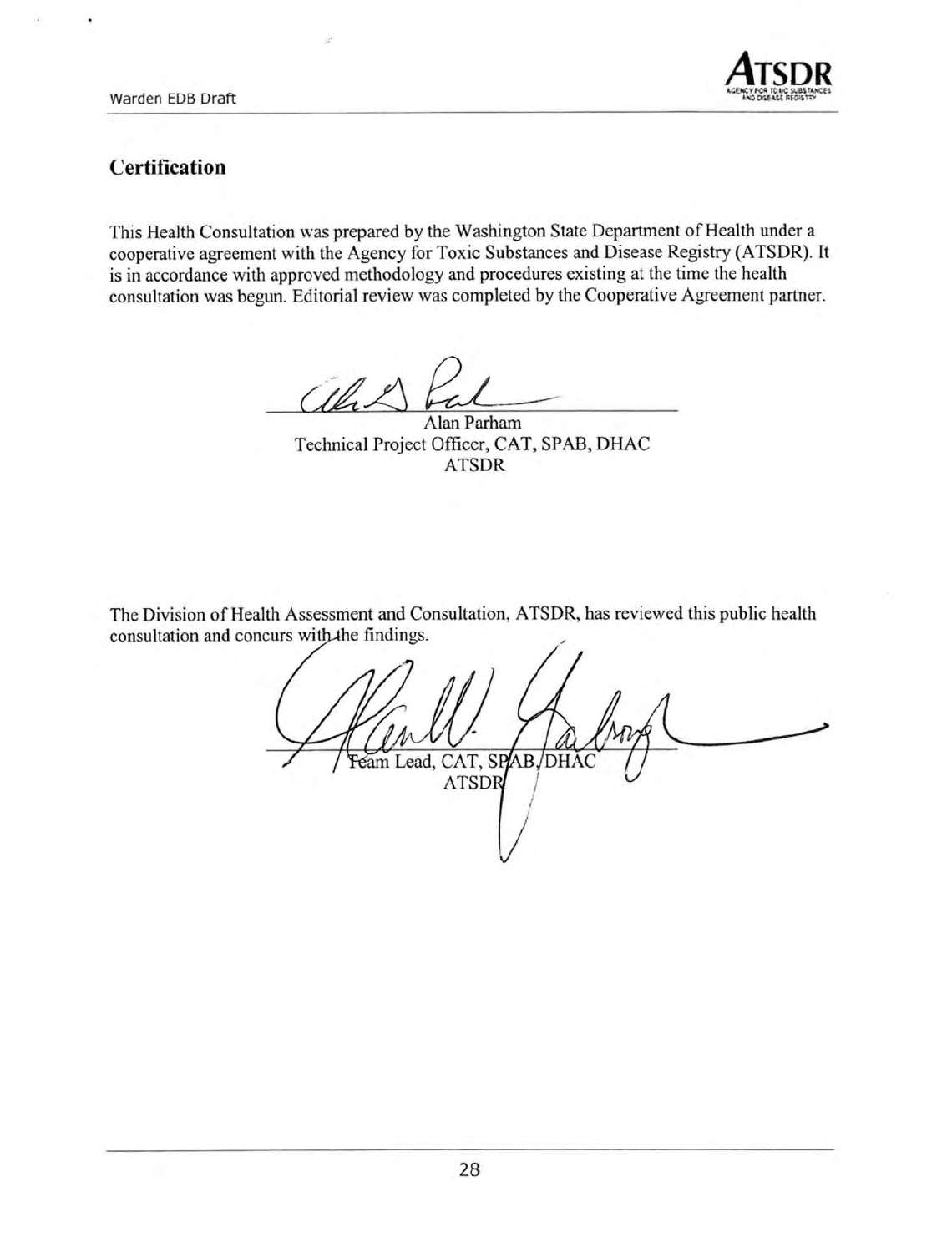## Certification

This Health Consultation was prepared by the Washington State Department of Health under a cooperative agreement with the Agency for Toxic Substances and Disease Registry (ATSDR). It is in accordance with approved methodology and procedures existing at the time the health consultation was begun. Editorial review was completed by the Cooperative Agreement partner.

Alan Parham
Technical Project Officer, CAT, SPAB, DHAC
ATSDR

The Division of Health Assessment and Consultation, ATSDR, has reviewed this public health consultation and concurs with the findings.

Team Lead, CAT, SPAB, DHAC
ATSDR